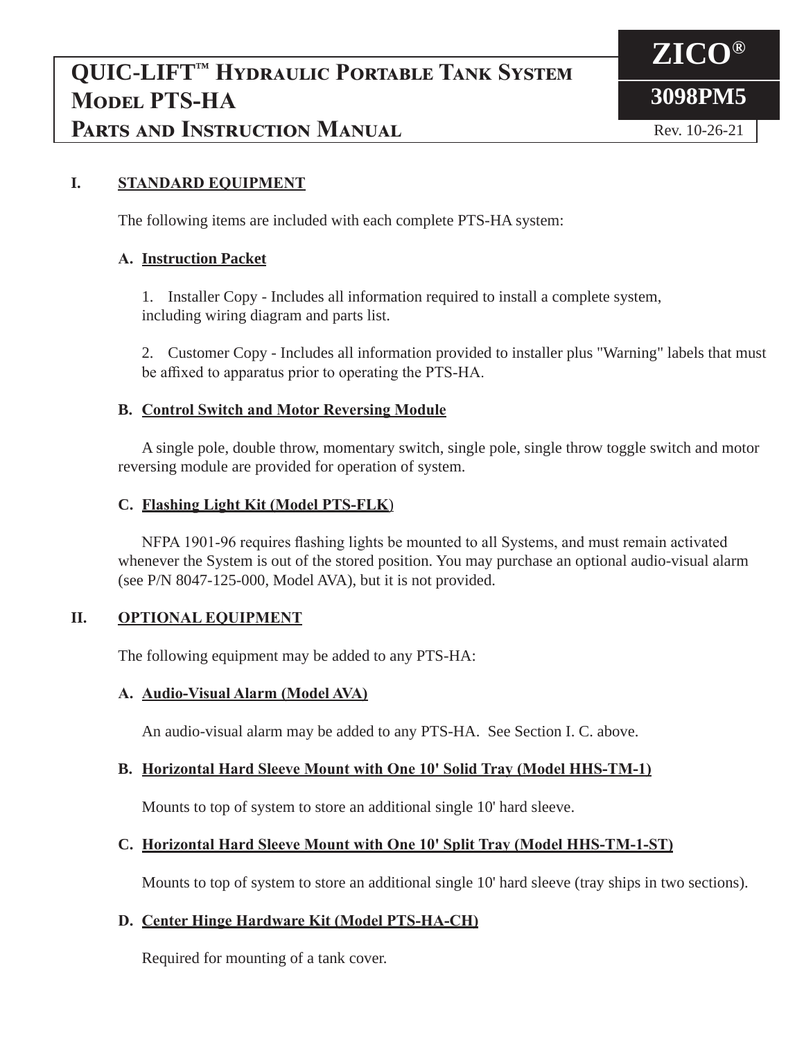# QUIC-LIFT™ Hydraulic Portable Tank System Model PTS-HA Parts and Instruction Manual

**ZICO®**

**3098PM5**

Rev. 10-26-21

## I. STANDARD EQUIPMENT

The following items are included with each complete PTS-HA system:

### A. Instruction Packet

1. Installer Copy - Includes all information required to install a complete system, including wiring diagram and parts list.

2. Customer Copy - Includes all information provided to installer plus "Warning" labels that must be affixed to apparatus prior to operating the PTS-HA.

### B. Control Switch and Motor Reversing Module

A single pole, double throw, momentary switch, single pole, single throw toggle switch and motor reversing module are provided for operation of system.

### C. Flashing Light Kit (Model PTS-FLK)

NFPA 1901-96 requires flashing lights be mounted to all Systems, and must remain activated whenever the System is out of the stored position. You may purchase an optional audio-visual alarm (see P/N 8047-125-000, Model AVA), but it is not provided.

## II. OPTIONAL EQUIPMENT

The following equipment may be added to any PTS-HA:

### A. Audio-Visual Alarm (Model AVA)

An audio-visual alarm may be added to any PTS-HA. See Section I. C. above.

### B. Horizontal Hard Sleeve Mount with One 10' Solid Tray (Model HHS-TM-1)

Mounts to top of system to store an additional single 10' hard sleeve.

### C. Horizontal Hard Sleeve Mount with One 10' Split Tray (Model HHS-TM-1-ST)

Mounts to top of system to store an additional single 10' hard sleeve (tray ships in two sections).

### D. Center Hinge Hardware Kit (Model PTS-HA-CH)

Required for mounting of a tank cover.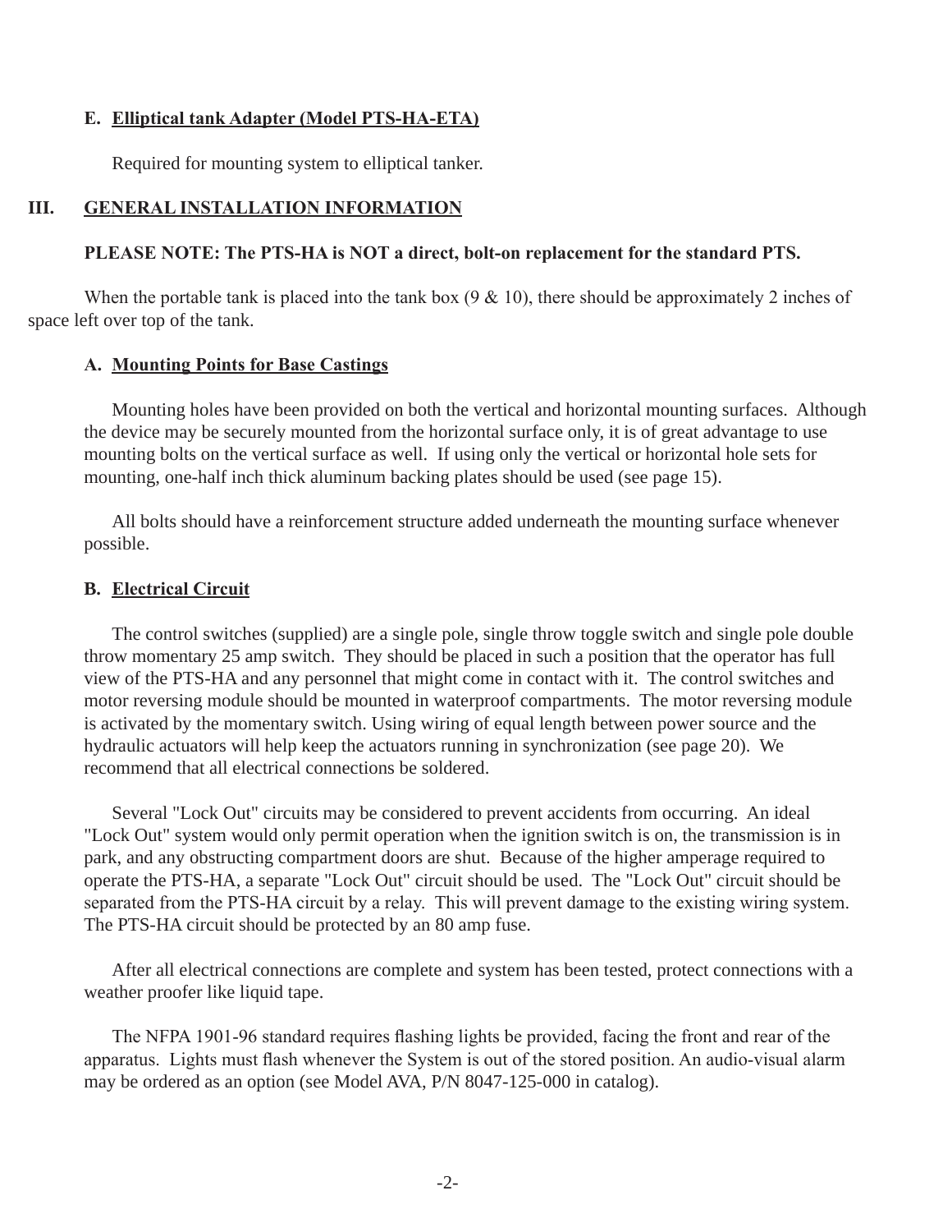**E. Elliptical tank Adapter (Model PTS-HA-ETA)**

Required for mounting system to elliptical tanker.

## III. GENERAL INSTALLATION INFORMATION

**PLEASE NOTE: The PTS-HA is NOT a direct, bolt-on replacement for the standard PTS.**

When the portable tank is placed into the tank box (9 & 10), there should be approximately 2 inches of space left over top of the tank.

### A. Mounting Points for Base Castings

Mounting holes have been provided on both the vertical and horizontal mounting surfaces. Although the device may be securely mounted from the horizontal surface only, it is of great advantage to use mounting bolts on the vertical surface as well. If using only the vertical or horizontal hole sets for mounting, one-half inch thick aluminum backing plates should be used (see page 15).

All bolts should have a reinforcement structure added underneath the mounting surface whenever possible.

### B. Electrical Circuit

The control switches (supplied) are a single pole, single throw toggle switch and single pole double throw momentary 25 amp switch. They should be placed in such a position that the operator has full view of the PTS-HA and any personnel that might come in contact with it. The control switches and motor reversing module should be mounted in waterproof compartments. The motor reversing module is activated by the momentary switch. Using wiring of equal length between power source and the hydraulic actuators will help keep the actuators running in synchronization (see page 20). We recommend that all electrical connections be soldered.

Several "Lock Out" circuits may be considered to prevent accidents from occurring. An ideal "Lock Out" system would only permit operation when the ignition switch is on, the transmission is in park, and any obstructing compartment doors are shut. Because of the higher amperage required to operate the PTS-HA, a separate "Lock Out" circuit should be used. The "Lock Out" circuit should be separated from the PTS-HA circuit by a relay. This will prevent damage to the existing wiring system. The PTS-HA circuit should be protected by an 80 amp fuse.

After all electrical connections are complete and system has been tested, protect connections with a weather proofer like liquid tape.

The NFPA 1901-96 standard requires flashing lights be provided, facing the front and rear of the apparatus. Lights must flash whenever the System is out of the stored position. An audio-visual alarm may be ordered as an option (see Model AVA, P/N 8047-125-000 in catalog).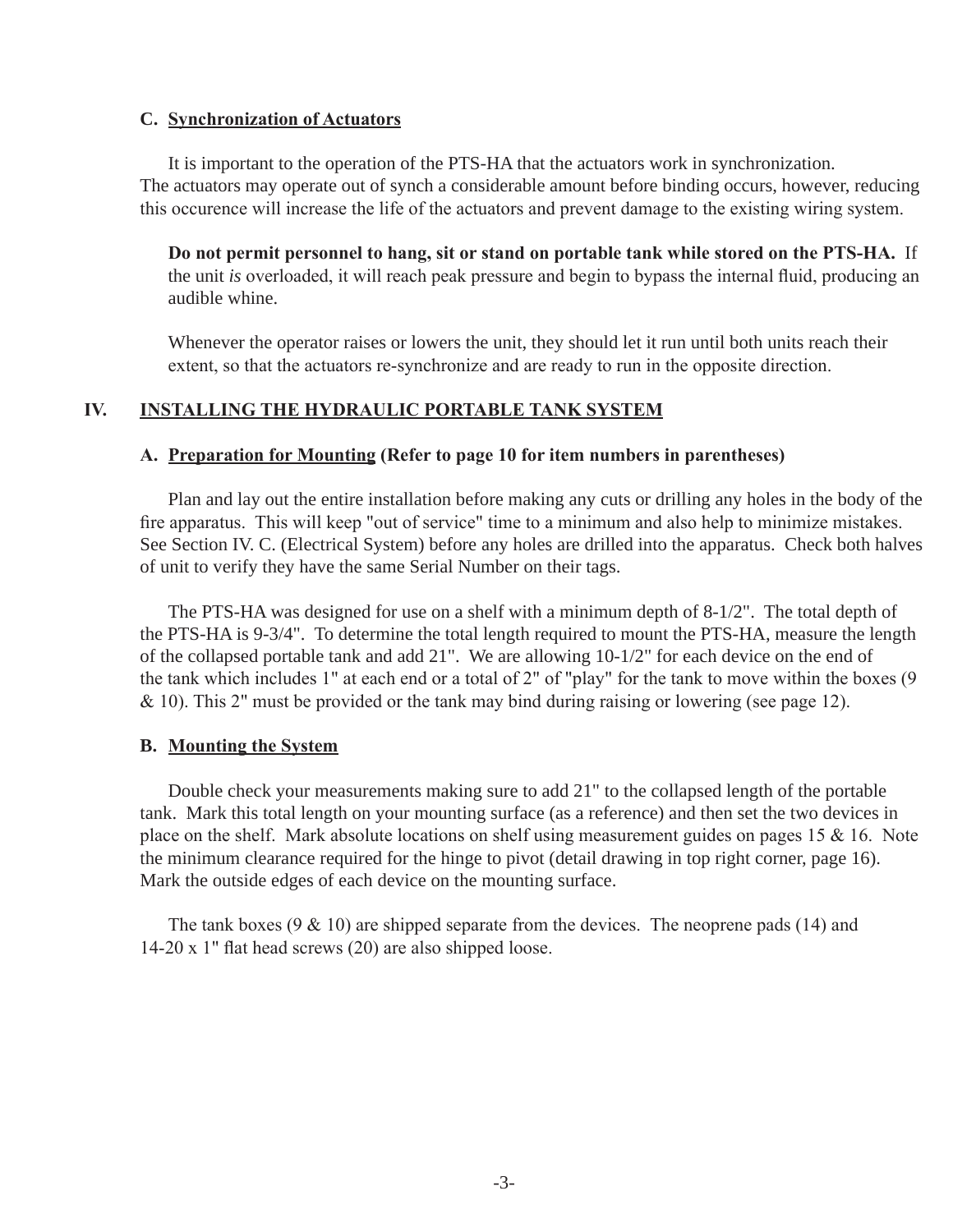### C. Synchronization of Actuators

It is important to the operation of the PTS-HA that the actuators work in synchronization. The actuators may operate out of synch a considerable amount before binding occurs, however, reducing this occurence will increase the life of the actuators and prevent damage to the existing wiring system.

**Do not permit personnel to hang, sit or stand on portable tank while stored on the PTS-HA.** If the unit *is* overloaded, it will reach peak pressure and begin to bypass the internal fluid, producing an audible whine.

Whenever the operator raises or lowers the unit, they should let it run until both units reach their extent, so that the actuators re-synchronize and are ready to run in the opposite direction.

## IV. INSTALLING THE HYDRAULIC PORTABLE TANK SYSTEM

### A. Preparation for Mounting (Refer to page 10 for item numbers in parentheses)

Plan and lay out the entire installation before making any cuts or drilling any holes in the body of the fire apparatus. This will keep "out of service" time to a minimum and also help to minimize mistakes. See Section IV. C. (Electrical System) before any holes are drilled into the apparatus. Check both halves of unit to verify they have the same Serial Number on their tags.

The PTS-HA was designed for use on a shelf with a minimum depth of 8-1/2". The total depth of the PTS-HA is 9-3/4". To determine the total length required to mount the PTS-HA, measure the length of the collapsed portable tank and add 21". We are allowing 10-1/2" for each device on the end of the tank which includes 1" at each end or a total of 2" of "play" for the tank to move within the boxes (9 & 10). This 2" must be provided or the tank may bind during raising or lowering (see page 12).

### B. Mounting the System

Double check your measurements making sure to add 21" to the collapsed length of the portable tank. Mark this total length on your mounting surface (as a reference) and then set the two devices in place on the shelf. Mark absolute locations on shelf using measurement guides on pages 15 & 16. Note the minimum clearance required for the hinge to pivot (detail drawing in top right corner, page 16). Mark the outside edges of each device on the mounting surface.

The tank boxes (9 & 10) are shipped separate from the devices. The neoprene pads (14) and 14-20 x 1" flat head screws (20) are also shipped loose.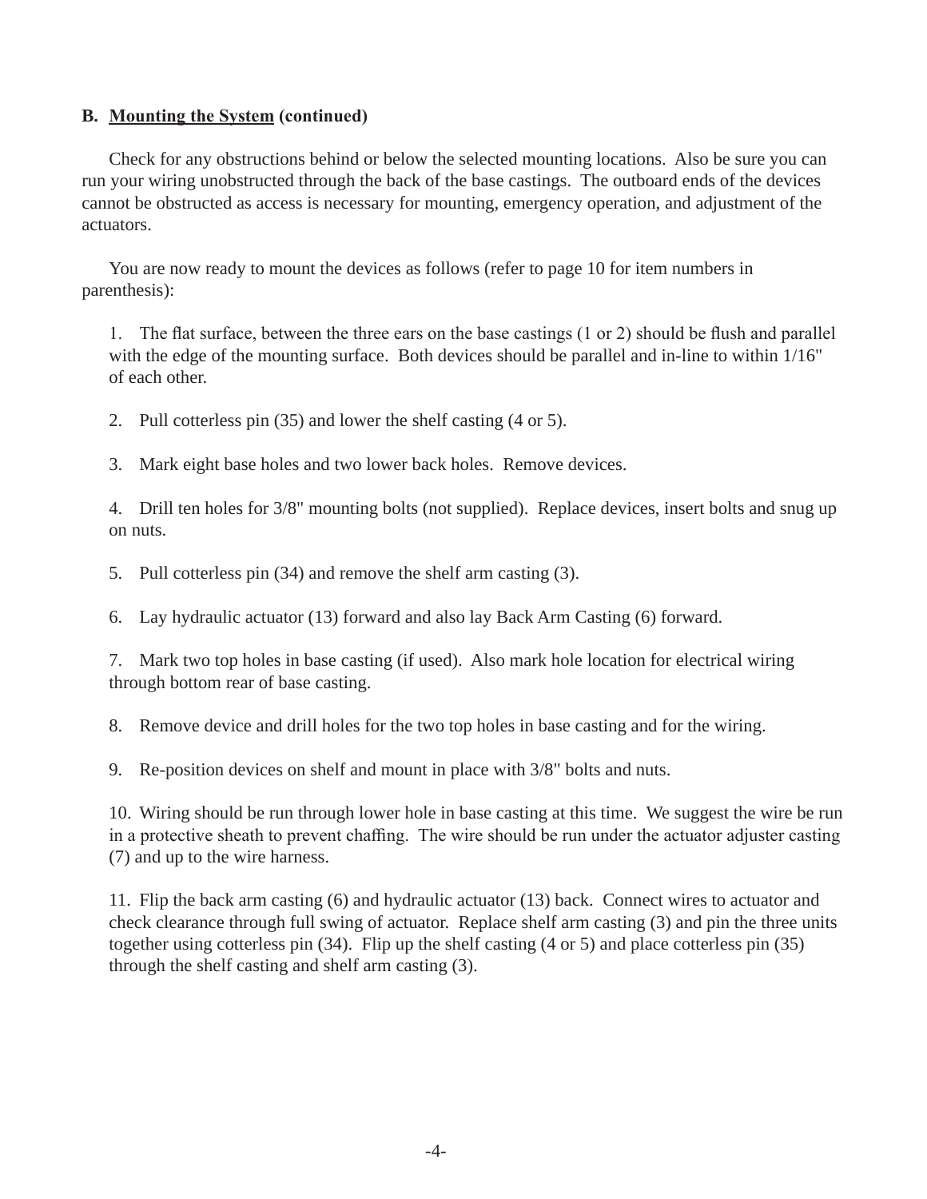**B. <u>Mounting the System</u> (continued)**

Check for any obstructions behind or below the selected mounting locations. Also be sure you can run your wiring unobstructed through the back of the base castings. The outboard ends of the devices cannot be obstructed as access is necessary for mounting, emergency operation, and adjustment of the actuators.

You are now ready to mount the devices as follows (refer to page 10 for item numbers in parenthesis):

1. The flat surface, between the three ears on the base castings (1 or 2) should be flush and parallel with the edge of the mounting surface. Both devices should be parallel and in-line to within 1/16" of each other.

2. Pull cotterless pin (35) and lower the shelf casting (4 or 5).

3. Mark eight base holes and two lower back holes. Remove devices.

4. Drill ten holes for 3/8" mounting bolts (not supplied). Replace devices, insert bolts and snug up on nuts.

5. Pull cotterless pin (34) and remove the shelf arm casting (3).

6. Lay hydraulic actuator (13) forward and also lay Back Arm Casting (6) forward.

7. Mark two top holes in base casting (if used). Also mark hole location for electrical wiring through bottom rear of base casting.

8. Remove device and drill holes for the two top holes in base casting and for the wiring.

9. Re-position devices on shelf and mount in place with 3/8" bolts and nuts.

10. Wiring should be run through lower hole in base casting at this time. We suggest the wire be run in a protective sheath to prevent chaffing. The wire should be run under the actuator adjuster casting (7) and up to the wire harness.

11. Flip the back arm casting (6) and hydraulic actuator (13) back. Connect wires to actuator and check clearance through full swing of actuator. Replace shelf arm casting (3) and pin the three units together using cotterless pin (34). Flip up the shelf casting (4 or 5) and place cotterless pin (35) through the shelf casting and shelf arm casting (3).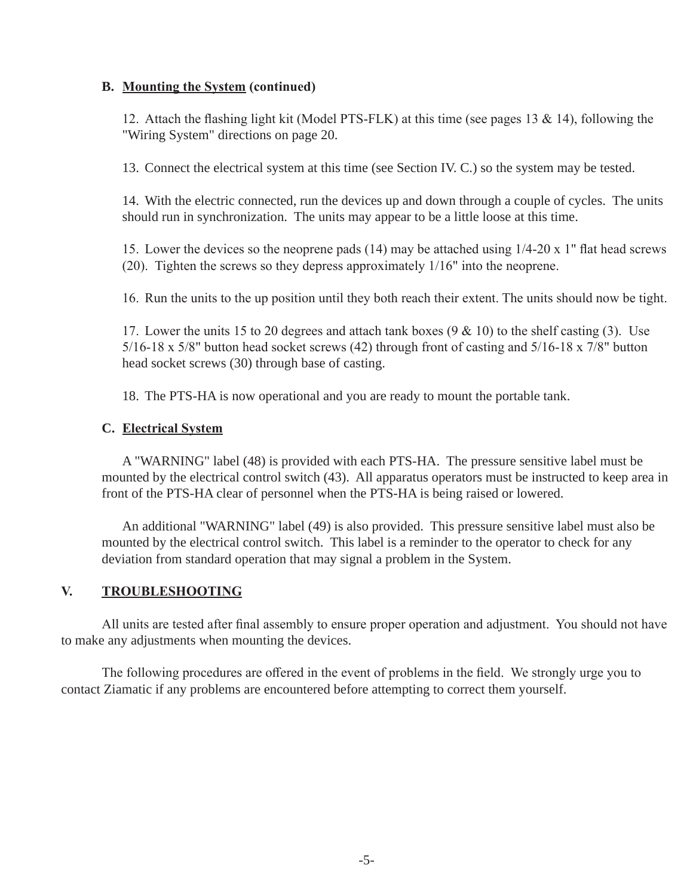### B. Mounting the System (continued)

12. Attach the flashing light kit (Model PTS-FLK) at this time (see pages 13 & 14), following the "Wiring System" directions on page 20.

13. Connect the electrical system at this time (see Section IV. C.) so the system may be tested.

14. With the electric connected, run the devices up and down through a couple of cycles. The units should run in synchronization. The units may appear to be a little loose at this time.

15. Lower the devices so the neoprene pads (14) may be attached using 1/4-20 x 1" flat head screws (20). Tighten the screws so they depress approximately 1/16" into the neoprene.

16. Run the units to the up position until they both reach their extent. The units should now be tight.

17. Lower the units 15 to 20 degrees and attach tank boxes (9 & 10) to the shelf casting (3). Use 5/16-18 x 5/8" button head socket screws (42) through front of casting and 5/16-18 x 7/8" button head socket screws (30) through base of casting.

18. The PTS-HA is now operational and you are ready to mount the portable tank.

### C. Electrical System

A "WARNING" label (48) is provided with each PTS-HA. The pressure sensitive label must be mounted by the electrical control switch (43). All apparatus operators must be instructed to keep area in front of the PTS-HA clear of personnel when the PTS-HA is being raised or lowered.

An additional "WARNING" label (49) is also provided. This pressure sensitive label must also be mounted by the electrical control switch. This label is a reminder to the operator to check for any deviation from standard operation that may signal a problem in the System.

## V. TROUBLESHOOTING

All units are tested after final assembly to ensure proper operation and adjustment. You should not have to make any adjustments when mounting the devices.

The following procedures are offered in the event of problems in the field. We strongly urge you to contact Ziamatic if any problems are encountered before attempting to correct them yourself.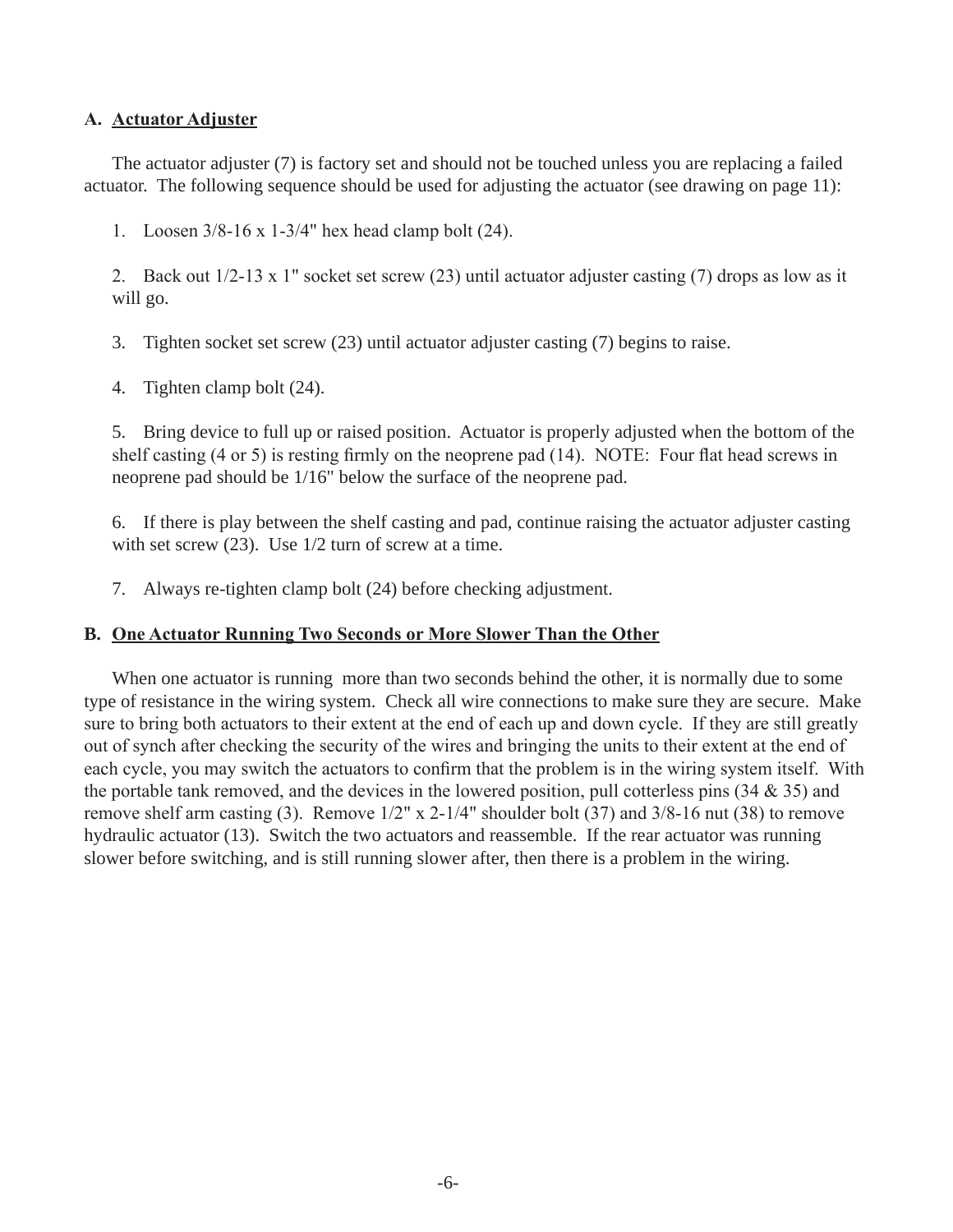### A. Actuator Adjuster

The actuator adjuster (7) is factory set and should not be touched unless you are replacing a failed actuator. The following sequence should be used for adjusting the actuator (see drawing on page 11):

1. Loosen 3/8-16 x 1-3/4" hex head clamp bolt (24).

2. Back out 1/2-13 x 1" socket set screw (23) until actuator adjuster casting (7) drops as low as it will go.

3. Tighten socket set screw (23) until actuator adjuster casting (7) begins to raise.

4. Tighten clamp bolt (24).

5. Bring device to full up or raised position. Actuator is properly adjusted when the bottom of the shelf casting (4 or 5) is resting firmly on the neoprene pad (14). NOTE: Four flat head screws in neoprene pad should be 1/16" below the surface of the neoprene pad.

6. If there is play between the shelf casting and pad, continue raising the actuator adjuster casting with set screw (23). Use 1/2 turn of screw at a time.

7. Always re-tighten clamp bolt (24) before checking adjustment.

### B. One Actuator Running Two Seconds or More Slower Than the Other

When one actuator is running more than two seconds behind the other, it is normally due to some type of resistance in the wiring system. Check all wire connections to make sure they are secure. Make sure to bring both actuators to their extent at the end of each up and down cycle. If they are still greatly out of synch after checking the security of the wires and bringing the units to their extent at the end of each cycle, you may switch the actuators to confirm that the problem is in the wiring system itself. With the portable tank removed, and the devices in the lowered position, pull cotterless pins (34 & 35) and remove shelf arm casting (3). Remove 1/2" x 2-1/4" shoulder bolt (37) and 3/8-16 nut (38) to remove hydraulic actuator (13). Switch the two actuators and reassemble. If the rear actuator was running slower before switching, and is still running slower after, then there is a problem in the wiring.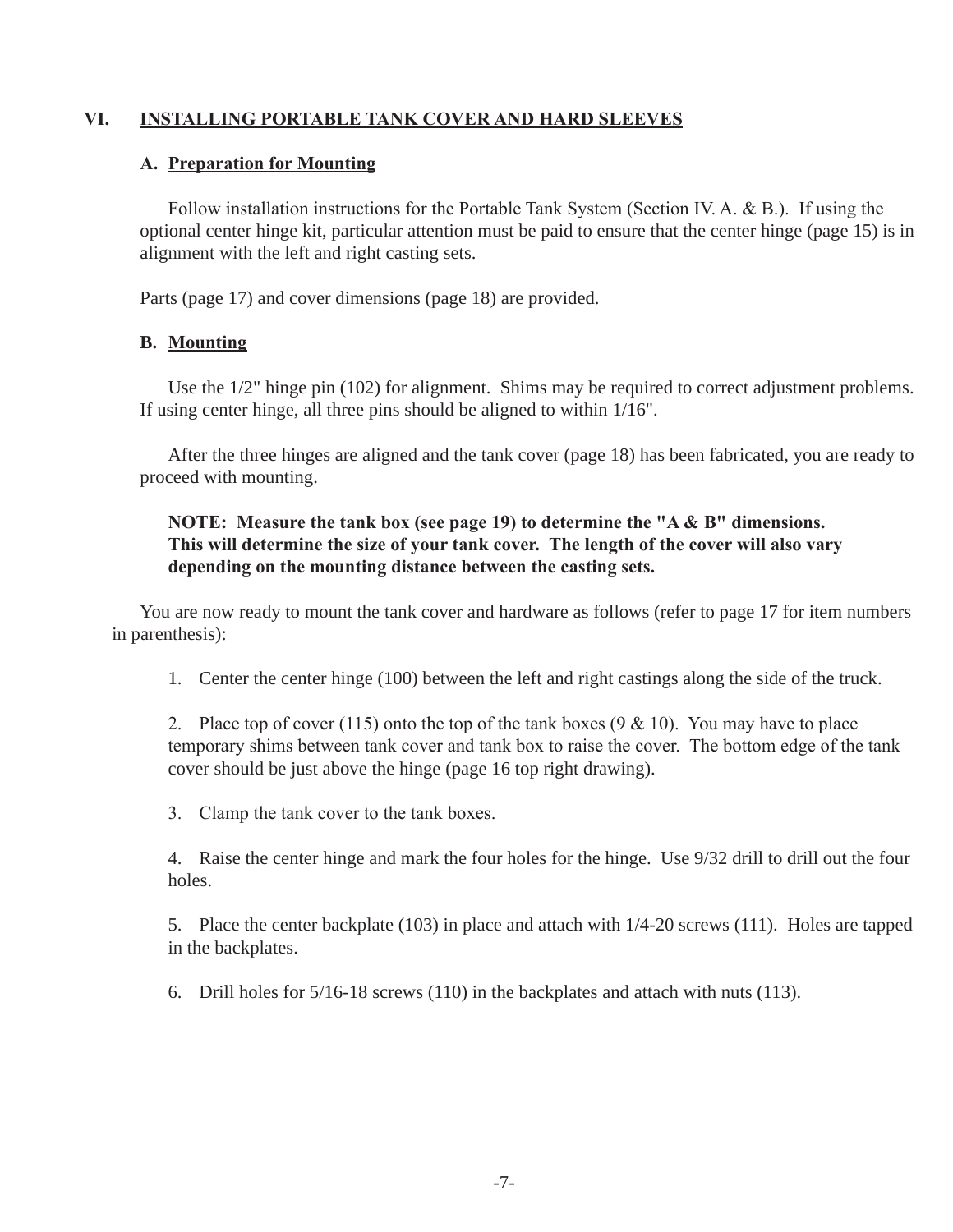## VI. INSTALLING PORTABLE TANK COVER AND HARD SLEEVES

### A. Preparation for Mounting

Follow installation instructions for the Portable Tank System (Section IV. A. & B.). If using the optional center hinge kit, particular attention must be paid to ensure that the center hinge (page 15) is in alignment with the left and right casting sets.

Parts (page 17) and cover dimensions (page 18) are provided.

### B. Mounting

Use the 1/2" hinge pin (102) for alignment. Shims may be required to correct adjustment problems. If using center hinge, all three pins should be aligned to within 1/16".

After the three hinges are aligned and the tank cover (page 18) has been fabricated, you are ready to proceed with mounting.

**NOTE: Measure the tank box (see page 19) to determine the "A & B" dimensions. This will determine the size of your tank cover. The length of the cover will also vary depending on the mounting distance between the casting sets.**

You are now ready to mount the tank cover and hardware as follows (refer to page 17 for item numbers in parenthesis):

1. Center the center hinge (100) between the left and right castings along the side of the truck.

2. Place top of cover (115) onto the top of the tank boxes (9 & 10). You may have to place temporary shims between tank cover and tank box to raise the cover. The bottom edge of the tank cover should be just above the hinge (page 16 top right drawing).

3. Clamp the tank cover to the tank boxes.

4. Raise the center hinge and mark the four holes for the hinge. Use 9/32 drill to drill out the four holes.

5. Place the center backplate (103) in place and attach with 1/4-20 screws (111). Holes are tapped in the backplates.

6. Drill holes for 5/16-18 screws (110) in the backplates and attach with nuts (113).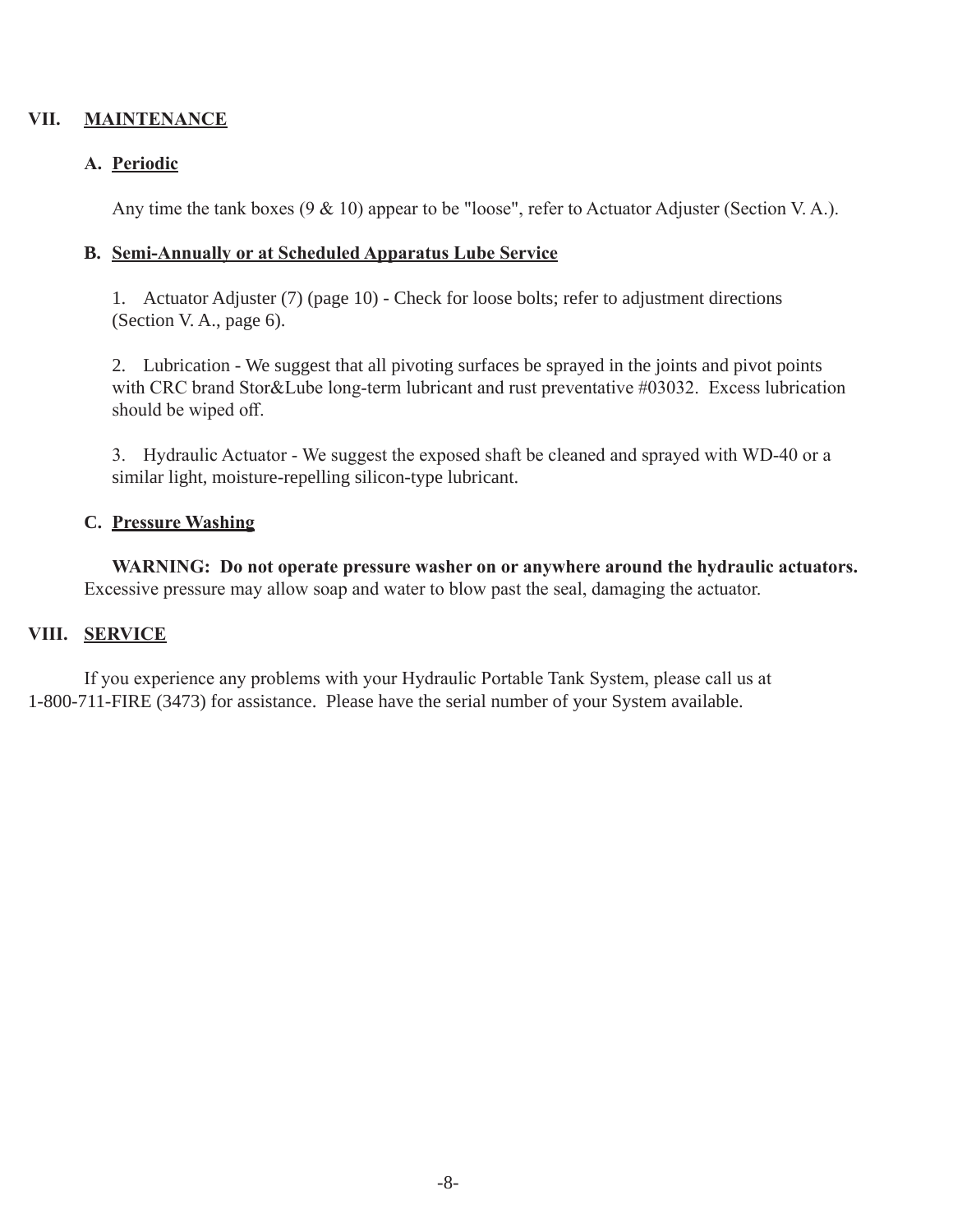## VII. MAINTENANCE

### A. Periodic

Any time the tank boxes (9 & 10) appear to be "loose", refer to Actuator Adjuster (Section V. A.).

### B. Semi-Annually or at Scheduled Apparatus Lube Service

1. Actuator Adjuster (7) (page 10) - Check for loose bolts; refer to adjustment directions (Section V. A., page 6).

2. Lubrication - We suggest that all pivoting surfaces be sprayed in the joints and pivot points with CRC brand Stor&Lube long-term lubricant and rust preventative #03032. Excess lubrication should be wiped off.

3. Hydraulic Actuator - We suggest the exposed shaft be cleaned and sprayed with WD-40 or a similar light, moisture-repelling silicon-type lubricant.

### C. Pressure Washing

**WARNING: Do not operate pressure washer on or anywhere around the hydraulic actuators.** Excessive pressure may allow soap and water to blow past the seal, damaging the actuator.

## VIII. SERVICE

If you experience any problems with your Hydraulic Portable Tank System, please call us at 1-800-711-FIRE (3473) for assistance. Please have the serial number of your System available.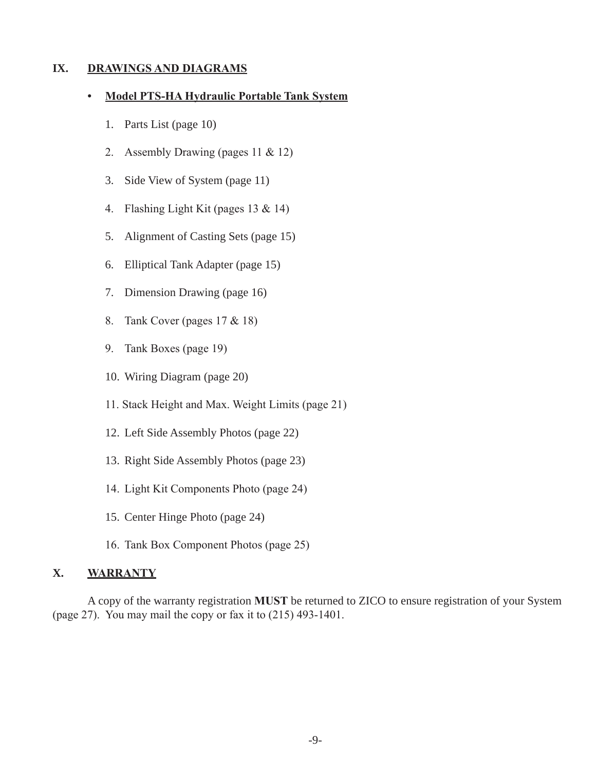## IX. DRAWINGS AND DIAGRAMS

- **Model PTS-HA Hydraulic Portable Tank System**

    1. Parts List (page 10)
    2. Assembly Drawing (pages 11 & 12)
    3. Side View of System (page 11)
    4. Flashing Light Kit (pages 13 & 14)
    5. Alignment of Casting Sets (page 15)
    6. Elliptical Tank Adapter (page 15)
    7. Dimension Drawing (page 16)
    8. Tank Cover (pages 17 & 18)
    9. Tank Boxes (page 19)
    10. Wiring Diagram (page 20)
    11. Stack Height and Max. Weight Limits (page 21)
    12. Left Side Assembly Photos (page 22)
    13. Right Side Assembly Photos (page 23)
    14. Light Kit Components Photo (page 24)
    15. Center Hinge Photo (page 24)
    16. Tank Box Component Photos (page 25)

## X. WARRANTY

A copy of the warranty registration **MUST** be returned to ZICO to ensure registration of your System (page 27). You may mail the copy or fax it to (215) 493-1401.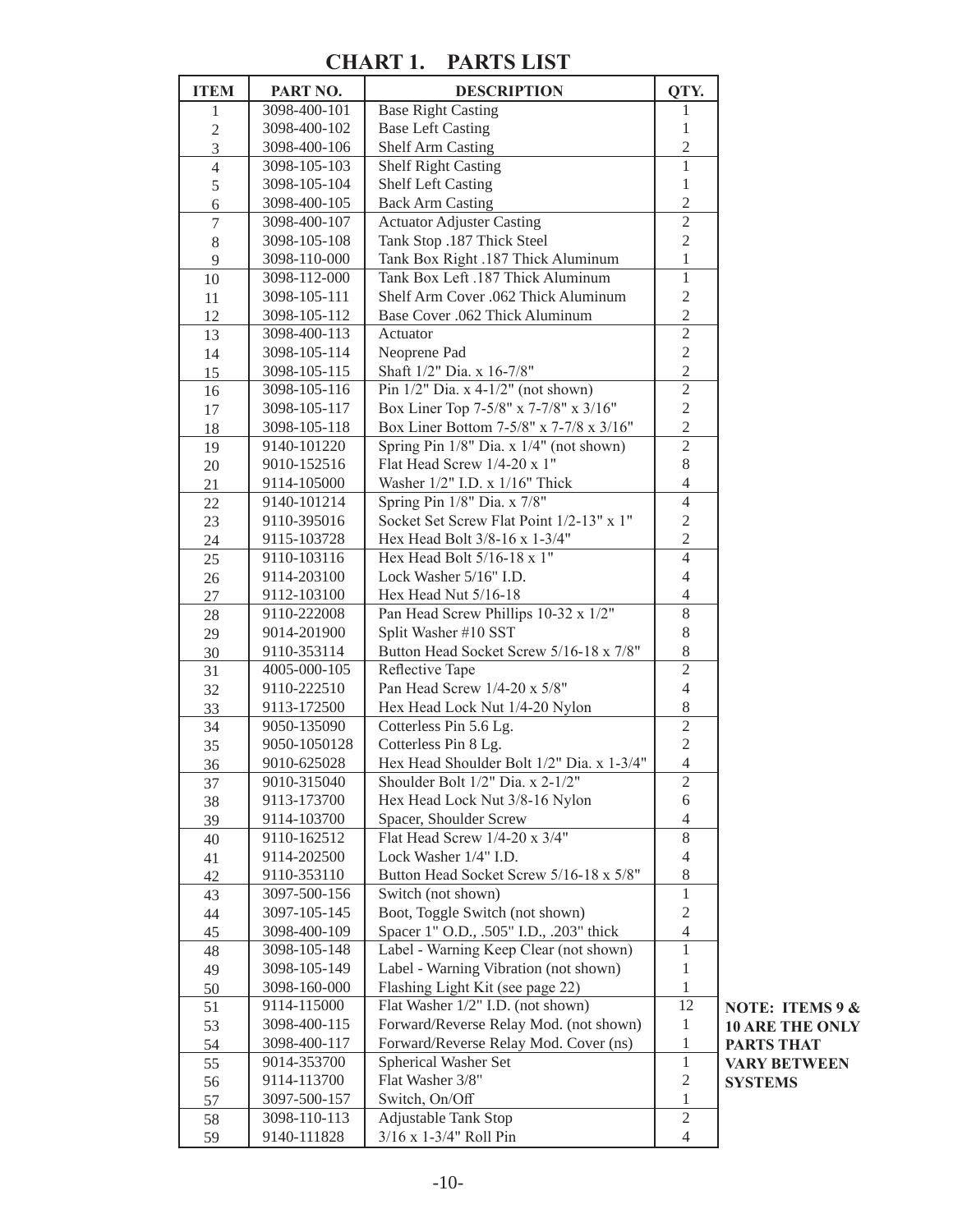# CHART 1. PARTS LIST

| ITEM | PART NO. | DESCRIPTION | QTY. |
|---|---|---|---|
| 1 | 3098-400-101 | Base Right Casting | 1 |
| 2 | 3098-400-102 | Base Left Casting | 1 |
| 3 | 3098-400-106 | Shelf Arm Casting | 2 |
| 4 | 3098-105-103 | Shelf Right Casting | 1 |
| 5 | 3098-105-104 | Shelf Left Casting | 1 |
| 6 | 3098-400-105 | Back Arm Casting | 2 |
| 7 | 3098-400-107 | Actuator Adjuster Casting | 2 |
| 8 | 3098-105-108 | Tank Stop .187 Thick Steel | 2 |
| 9 | 3098-110-000 | Tank Box Right .187 Thick Aluminum | 1 |
| 10 | 3098-112-000 | Tank Box Left .187 Thick Aluminum | 1 |
| 11 | 3098-105-111 | Shelf Arm Cover .062 Thick Aluminum | 2 |
| 12 | 3098-105-112 | Base Cover .062 Thick Aluminum | 2 |
| 13 | 3098-400-113 | Actuator | 2 |
| 14 | 3098-105-114 | Neoprene Pad | 2 |
| 15 | 3098-105-115 | Shaft 1/2" Dia. x 16-7/8" | 2 |
| 16 | 3098-105-116 | Pin 1/2" Dia. x 4-1/2" (not shown) | 2 |
| 17 | 3098-105-117 | Box Liner Top 7-5/8" x 7-7/8" x 3/16" | 2 |
| 18 | 3098-105-118 | Box Liner Bottom 7-5/8" x 7-7/8 x 3/16" | 2 |
| 19 | 9140-101220 | Spring Pin 1/8" Dia. x 1/4" (not shown) | 2 |
| 20 | 9010-152516 | Flat Head Screw 1/4-20 x 1" | 8 |
| 21 | 9114-105000 | Washer 1/2" I.D. x 1/16" Thick | 4 |
| 22 | 9140-101214 | Spring Pin 1/8" Dia. x 7/8" | 4 |
| 23 | 9110-395016 | Socket Set Screw Flat Point 1/2-13" x 1" | 2 |
| 24 | 9115-103728 | Hex Head Bolt 3/8-16 x 1-3/4" | 2 |
| 25 | 9110-103116 | Hex Head Bolt 5/16-18 x 1" | 4 |
| 26 | 9114-203100 | Lock Washer 5/16" I.D. | 4 |
| 27 | 9112-103100 | Hex Head Nut 5/16-18 | 4 |
| 28 | 9110-222008 | Pan Head Screw Phillips 10-32 x 1/2" | 8 |
| 29 | 9014-201900 | Split Washer #10 SST | 8 |
| 30 | 9110-353114 | Button Head Socket Screw 5/16-18 x 7/8" | 8 |
| 31 | 4005-000-105 | Reflective Tape | 2 |
| 32 | 9110-222510 | Pan Head Screw 1/4-20 x 5/8" | 4 |
| 33 | 9113-172500 | Hex Head Lock Nut 1/4-20 Nylon | 8 |
| 34 | 9050-135090 | Cotterless Pin 5.6 Lg. | 2 |
| 35 | 9050-1050128 | Cotterless Pin 8 Lg. | 2 |
| 36 | 9010-625028 | Hex Head Shoulder Bolt 1/2" Dia. x 1-3/4" | 4 |
| 37 | 9010-315040 | Shoulder Bolt 1/2" Dia. x 2-1/2" | 2 |
| 38 | 9113-173700 | Hex Head Lock Nut 3/8-16 Nylon | 6 |
| 39 | 9114-103700 | Spacer, Shoulder Screw | 4 |
| 40 | 9110-162512 | Flat Head Screw 1/4-20 x 3/4" | 8 |
| 41 | 9114-202500 | Lock Washer 1/4" I.D. | 4 |
| 42 | 9110-353110 | Button Head Socket Screw 5/16-18 x 5/8" | 8 |
| 43 | 3097-500-156 | Switch (not shown) | 1 |
| 44 | 3097-105-145 | Boot, Toggle Switch (not shown) | 2 |
| 45 | 3098-400-109 | Spacer 1" O.D., .505" I.D., .203" thick | 4 |
| 48 | 3098-105-148 | Label - Warning Keep Clear (not shown) | 1 |
| 49 | 3098-105-149 | Label - Warning Vibration (not shown) | 1 |
| 50 | 3098-160-000 | Flashing Light Kit (see page 22) | 1 |
| 51 | 9114-115000 | Flat Washer 1/2" I.D. (not shown) | 12 |
| 53 | 3098-400-115 | Forward/Reverse Relay Mod. (not shown) | 1 |
| 54 | 3098-400-117 | Forward/Reverse Relay Mod. Cover (ns) | 1 |
| 55 | 9014-353700 | Spherical Washer Set | 1 |
| 56 | 9114-113700 | Flat Washer 3/8" | 2 |
| 57 | 3097-500-157 | Switch, On/Off | 1 |
| 58 | 3098-110-113 | Adjustable Tank Stop | 2 |
| 59 | 9140-111828 | 3/16 x 1-3/4" Roll Pin | 4 |

**NOTE: ITEMS 9 & 10 ARE THE ONLY PARTS THAT VARY BETWEEN SYSTEMS**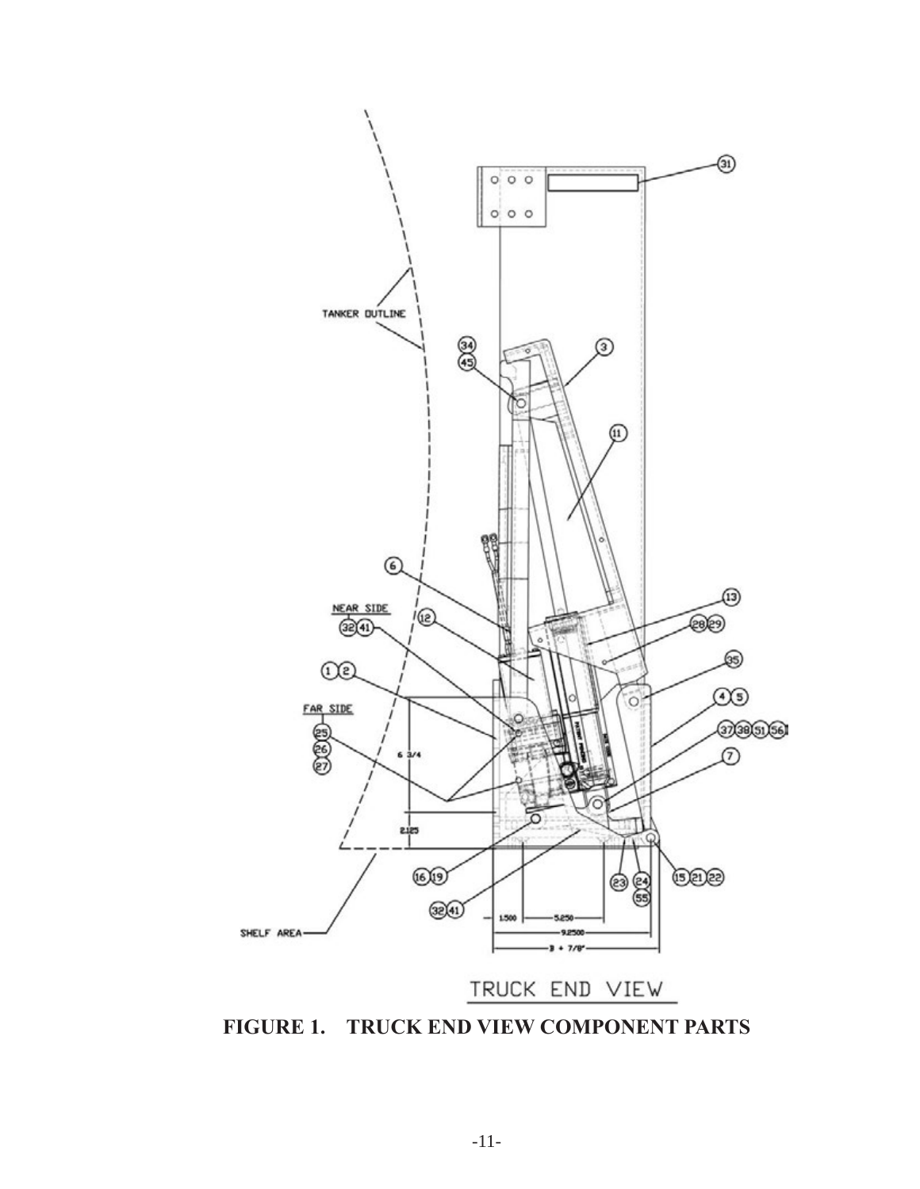TRUCK END VIEW

**FIGURE 1. TRUCK END VIEW COMPONENT PARTS**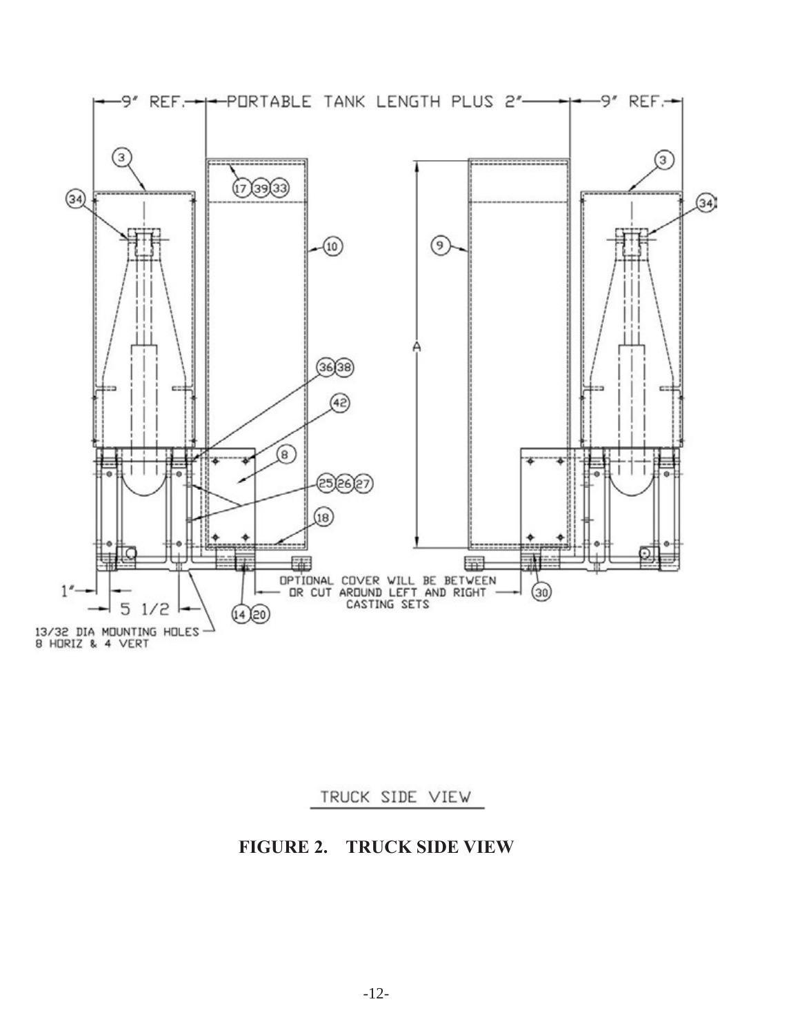**FIGURE 2. TRUCK SIDE VIEW**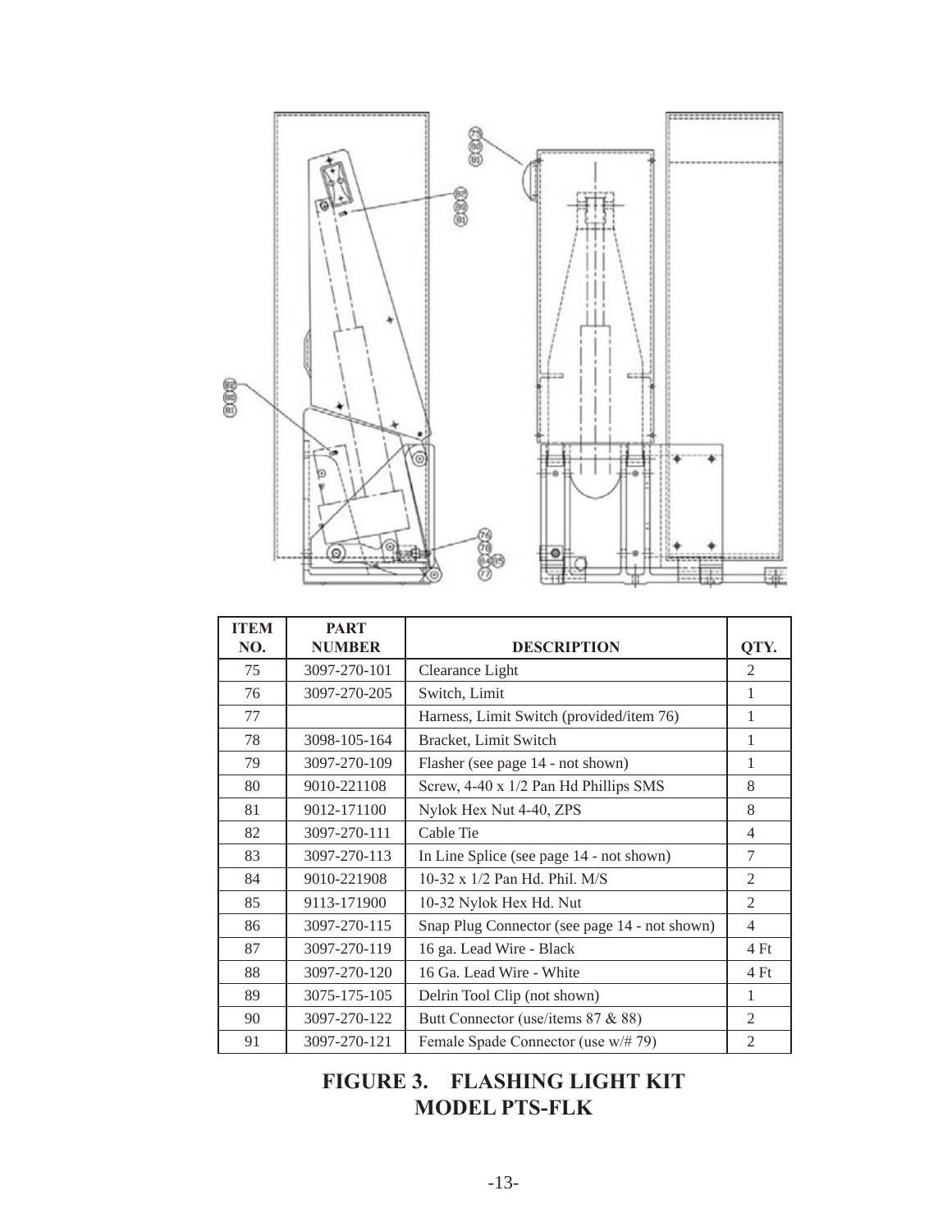| ITEM NO. | PART NUMBER | DESCRIPTION | QTY. |
|---|---|---|---|
| 75 | 3097-270-101 | Clearance Light | 2 |
| 76 | 3097-270-205 | Switch, Limit | 1 |
| 77 | | Harness, Limit Switch (provided/item 76) | 1 |
| 78 | 3098-105-164 | Bracket, Limit Switch | 1 |
| 79 | 3097-270-109 | Flasher (see page 14 - not shown) | 1 |
| 80 | 9010-221108 | Screw, 4-40 x 1/2 Pan Hd Phillips SMS | 8 |
| 81 | 9012-171100 | Nylok Hex Nut 4-40, ZPS | 8 |
| 82 | 3097-270-111 | Cable Tie | 4 |
| 83 | 3097-270-113 | In Line Splice (see page 14 - not shown) | 7 |
| 84 | 9010-221908 | 10-32 x 1/2 Pan Hd. Phil. M/S | 2 |
| 85 | 9113-171900 | 10-32 Nylok Hex Hd. Nut | 2 |
| 86 | 3097-270-115 | Snap Plug Connector (see page 14 - not shown) | 4 |
| 87 | 3097-270-119 | 16 ga. Lead Wire - Black | 4 Ft |
| 88 | 3097-270-120 | 16 Ga. Lead Wire - White | 4 Ft |
| 89 | 3075-175-105 | Delrin Tool Clip (not shown) | 1 |
| 90 | 3097-270-122 | Butt Connector (use/items 87 & 88) | 2 |
| 91 | 3097-270-121 | Female Spade Connector (use w/# 79) | 2 |

**FIGURE 3. FLASHING LIGHT KIT MODEL PTS-FLK**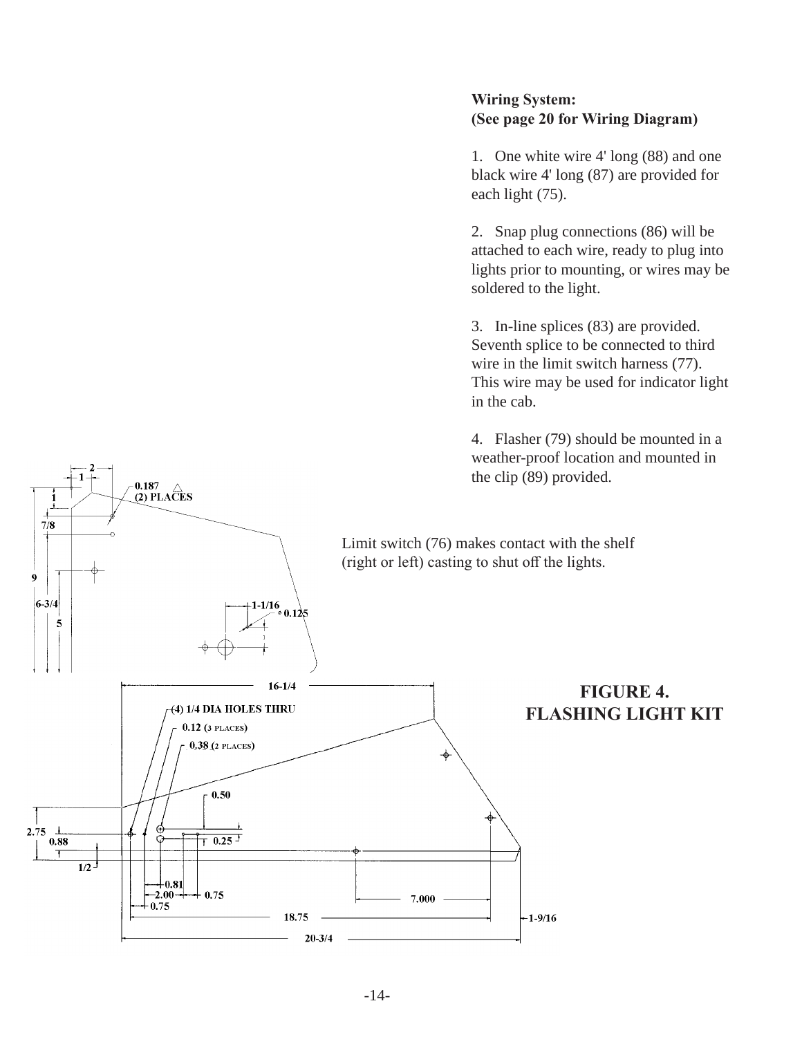**Wiring System:**
**(See page 20 for Wiring Diagram)**

1. One white wire 4' long (88) and one black wire 4' long (87) are provided for each light (75).

2. Snap plug connections (86) will be attached to each wire, ready to plug into lights prior to mounting, or wires may be soldered to the light.

3. In-line splices (83) are provided. Seventh splice to be connected to third wire in the limit switch harness (77). This wire may be used for indicator light in the cab.

4. Flasher (79) should be mounted in a weather-proof location and mounted in the clip (89) provided.

Limit switch (76) makes contact with the shelf (right or left) casting to shut off the lights.

**FIGURE 4.**
**FLASHING LIGHT KIT**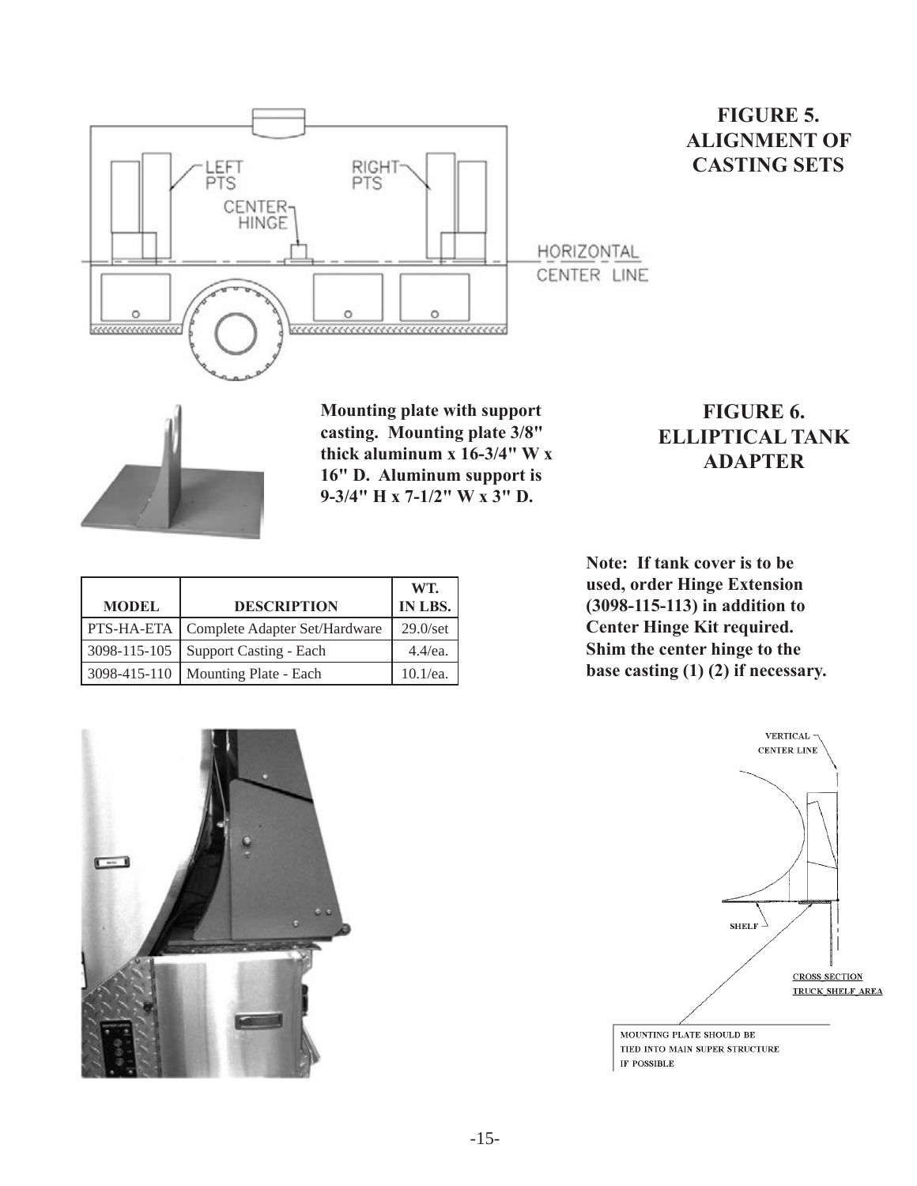## FIGURE 5. ALIGNMENT OF CASTING SETS

LEFT PTS

RIGHT PTS

CENTER HINGE

HORIZONTAL CENTER LINE

## FIGURE 6. ELLIPTICAL TANK ADAPTER

**Mounting plate with support casting. Mounting plate 3/8" thick aluminum x 16-3/4" W x 16" D. Aluminum support is 9-3/4" H x 7-1/2" W x 3" D.**

| MODEL | DESCRIPTION | WT. IN LBS. |
|---|---|---|
| PTS-HA-ETA | Complete Adapter Set/Hardware | 29.0/set |
| 3098-115-105 | Support Casting - Each | 4.4/ea. |
| 3098-415-110 | Mounting Plate - Each | 10.1/ea. |

**Note: If tank cover is to be used, order Hinge Extension (3098-115-113) in addition to Center Hinge Kit required. Shim the center hinge to the base casting (1) (2) if necessary.**

VERTICAL CENTER LINE

SHELF

CROSS SECTION TRUCK SHELF AREA

MOUNTING PLATE SHOULD BE TIED INTO MAIN SUPER STRUCTURE IF POSSIBLE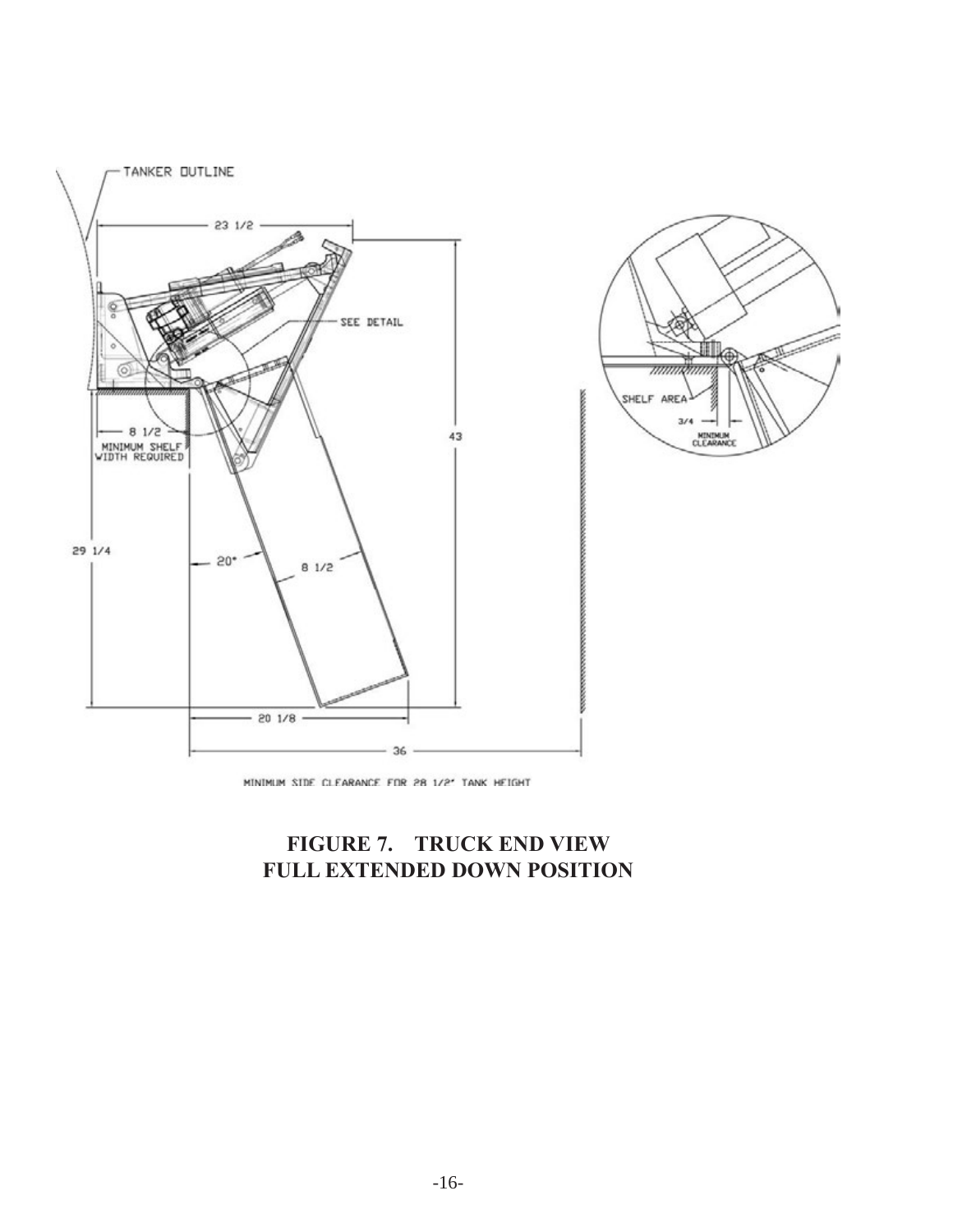TANKER OUTLINE

23 1/2

SEE DETAIL

43

8 1/2
MINIMUM SHELF WIDTH REQUIRED

29 1/4

20°

8 1/2

20 1/8

36

MINIMUM SIDE CLEARANCE FOR 28 1/2" TANK HEIGHT

SHELF AREA

3/4

MINIMUM CLEARANCE

**FIGURE 7. TRUCK END VIEW**
**FULL EXTENDED DOWN POSITION**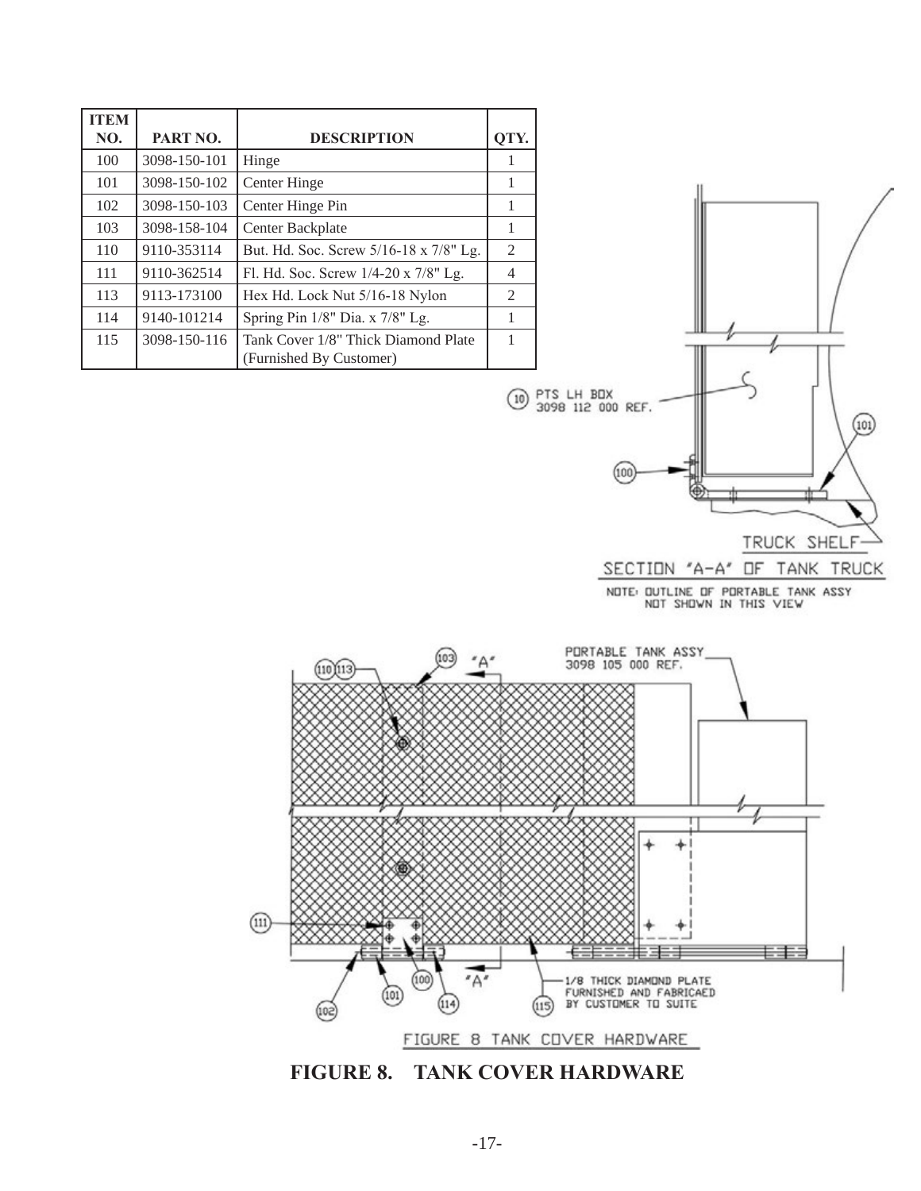| ITEM NO. | PART NO. | DESCRIPTION | QTY. |
|---|---|---|---|
| 100 | 3098-150-101 | Hinge | 1 |
| 101 | 3098-150-102 | Center Hinge | 1 |
| 102 | 3098-150-103 | Center Hinge Pin | 1 |
| 103 | 3098-158-104 | Center Backplate | 1 |
| 110 | 9110-353114 | But. Hd. Soc. Screw 5/16-18 x 7/8" Lg. | 2 |
| 111 | 9110-362514 | Fl. Hd. Soc. Screw 1/4-20 x 7/8" Lg. | 4 |
| 113 | 9113-173100 | Hex Hd. Lock Nut 5/16-18 Nylon | 2 |
| 114 | 9140-101214 | Spring Pin 1/8" Dia. x 7/8" Lg. | 1 |
| 115 | 3098-150-116 | Tank Cover 1/8" Thick Diamond Plate (Furnished By Customer) | 1 |

PTS LH BOX 3098 112 000 REF.

TRUCK SHELF

SECTION "A-A" OF TANK TRUCK

NOTE: OUTLINE OF PORTABLE TANK ASSY NOT SHOWN IN THIS VIEW

PORTABLE TANK ASSY 3098 105 000 REF.

1/8 THICK DIAMOND PLATE FURNISHED AND FABRICAED BY CUSTOMER TO SUITE

FIGURE 8 TANK COVER HARDWARE

**FIGURE 8. TANK COVER HARDWARE**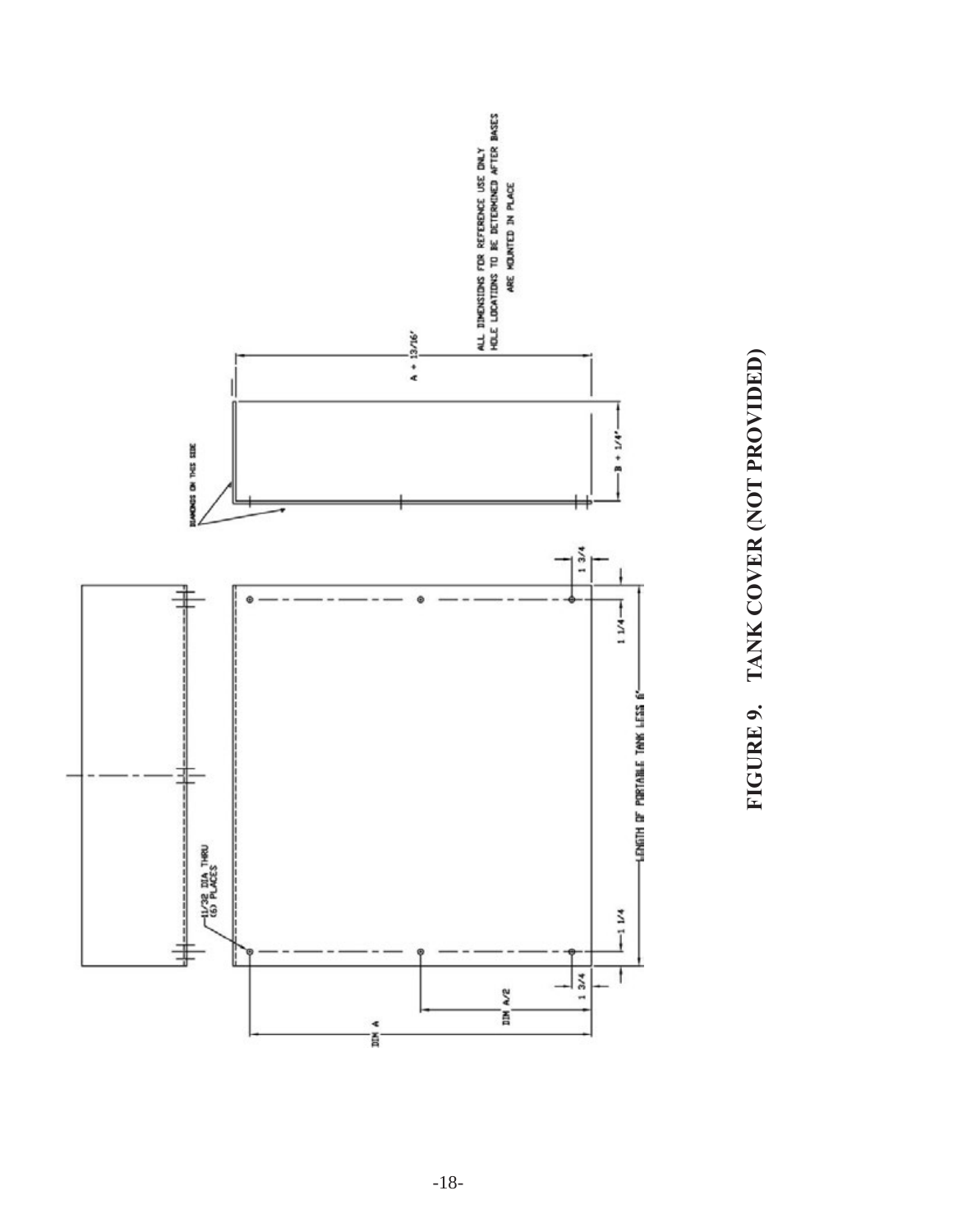ALL DIMENSIONS FOR REFERENCE USE ONLY
HOLE LOCATIONS TO BE DETERMINED AFTER BASES
ARE MOUNTED IN PLACE

A + 13/16"

DIAMONDS ON THIS SIDE

B + 1/4"

11/32 DIA THRU
(6) PLACES

1 3/4

1 1/4

LENGTH OF PORTABLE TANK LESS 6"

1 1/4

1 3/4

DIM A/2

DIM A

**FIGURE 9. TANK COVER (NOT PROVIDED)**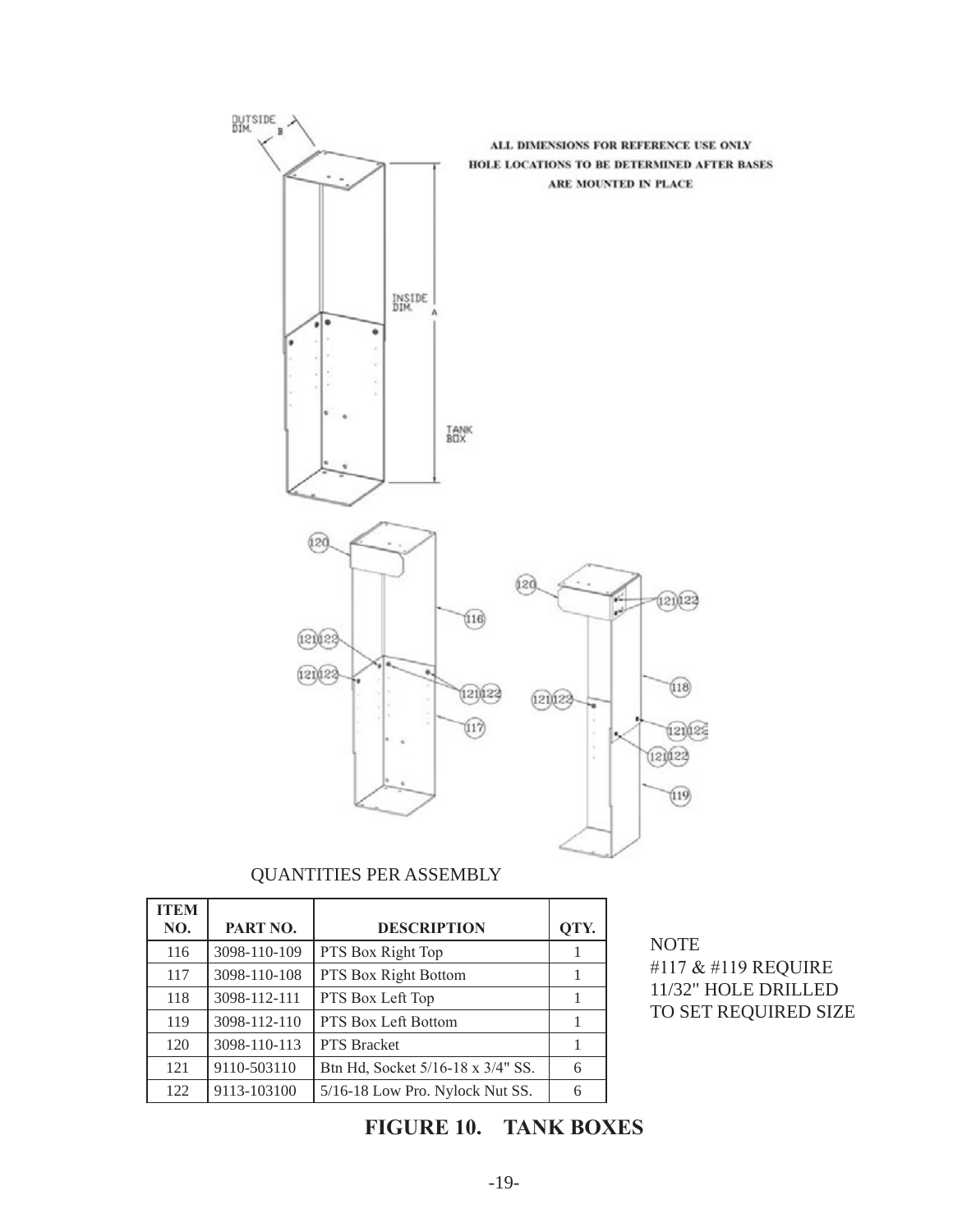ALL DIMENSIONS FOR REFERENCE USE ONLY
HOLE LOCATIONS TO BE DETERMINED AFTER BASES ARE MOUNTED IN PLACE

QUANTITIES PER ASSEMBLY

| ITEM NO. | PART NO. | DESCRIPTION | QTY. |
|---|---|---|---|
| 116 | 3098-110-109 | PTS Box Right Top | 1 |
| 117 | 3098-110-108 | PTS Box Right Bottom | 1 |
| 118 | 3098-112-111 | PTS Box Left Top | 1 |
| 119 | 3098-112-110 | PTS Box Left Bottom | 1 |
| 120 | 3098-110-113 | PTS Bracket | 1 |
| 121 | 9110-503110 | Btn Hd, Socket 5/16-18 x 3/4" SS. | 6 |
| 122 | 9113-103100 | 5/16-18 Low Pro. Nylock Nut SS. | 6 |

NOTE
#117 & #119 REQUIRE 11/32" HOLE DRILLED TO SET REQUIRED SIZE

## FIGURE 10. TANK BOXES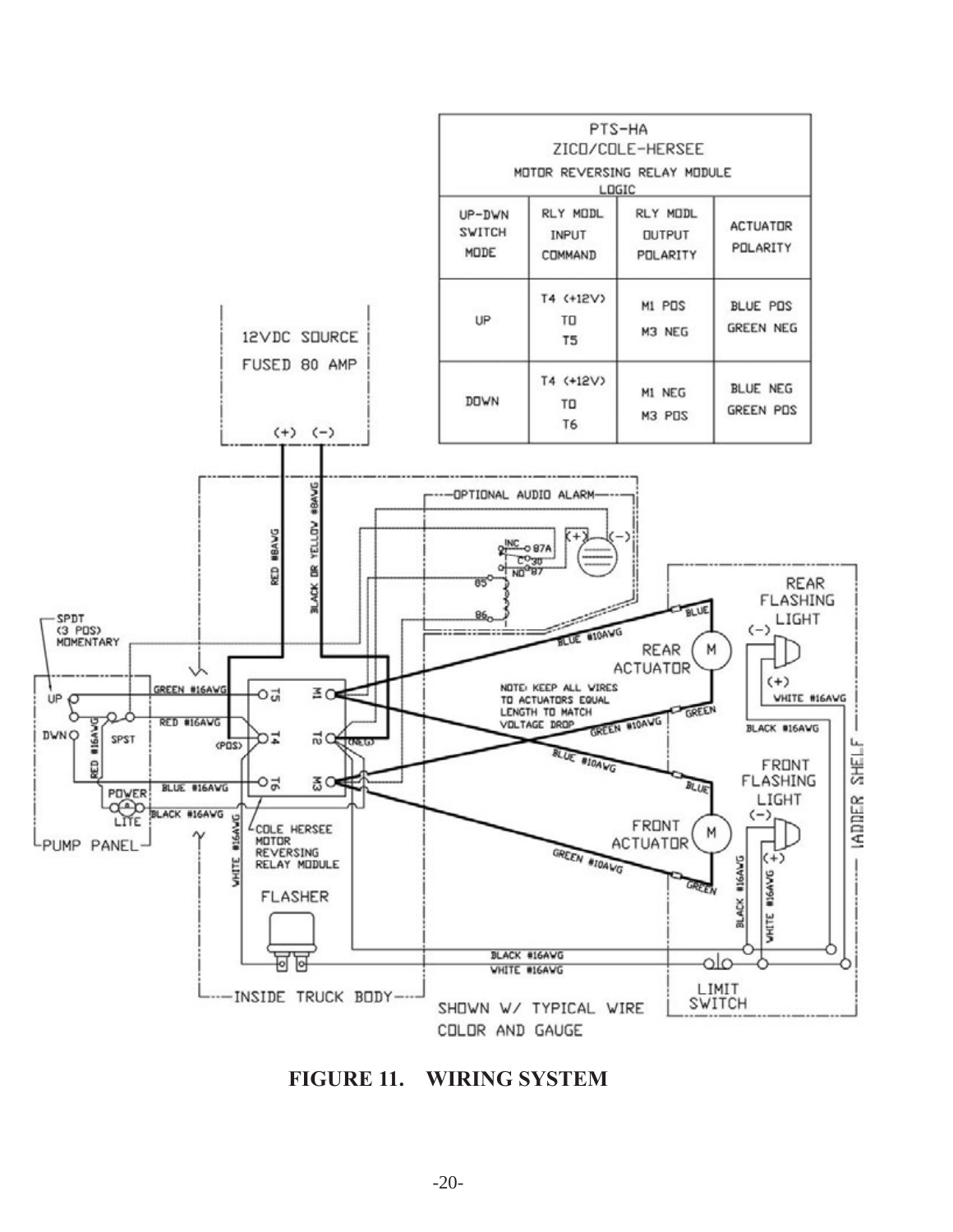| PTS-HA ZICO/COLE-HERSEE MOTOR REVERSING RELAY MODULE LOGIC | | | |
|---|---|---|---|
| UP-DWN SWITCH MODE | RLY MODL INPUT COMMAND | RLY MODL OUTPUT POLARITY | ACTUATOR POLARITY |
| UP | T4 (+12V) TO T5 | M1 POS M3 NEG | BLUE POS GREEN NEG |
| DOWN | T4 (+12V) TO T6 | M1 NEG M3 POS | BLUE NEG GREEN POS |

**FIGURE 11. WIRING SYSTEM**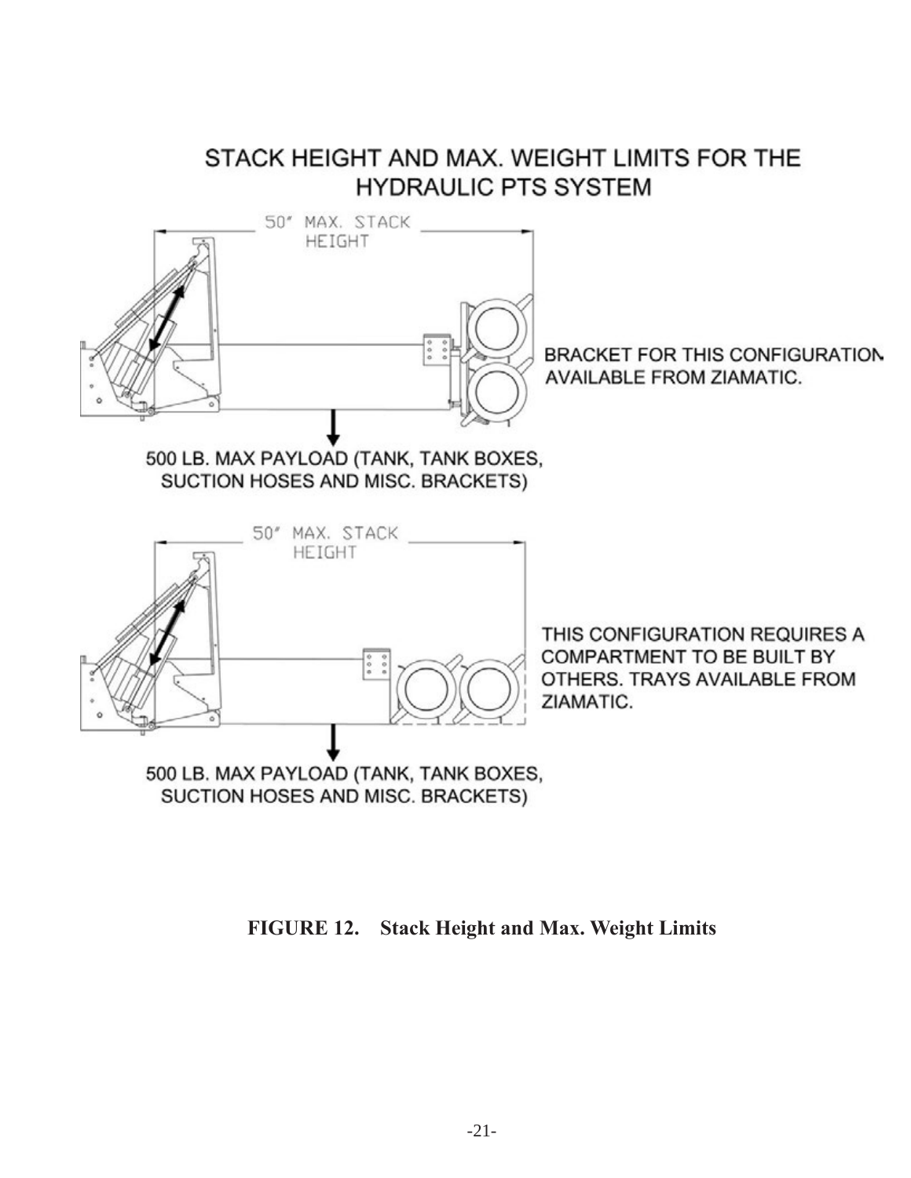STACK HEIGHT AND MAX. WEIGHT LIMITS FOR THE HYDRAULIC PTS SYSTEM

50" MAX. STACK HEIGHT

BRACKET FOR THIS CONFIGURATION AVAILABLE FROM ZIAMATIC.

500 LB. MAX PAYLOAD (TANK, TANK BOXES, SUCTION HOSES AND MISC. BRACKETS)

50" MAX. STACK HEIGHT

THIS CONFIGURATION REQUIRES A COMPARTMENT TO BE BUILT BY OTHERS. TRAYS AVAILABLE FROM ZIAMATIC.

500 LB. MAX PAYLOAD (TANK, TANK BOXES, SUCTION HOSES AND MISC. BRACKETS)

**FIGURE 12. Stack Height and Max. Weight Limits**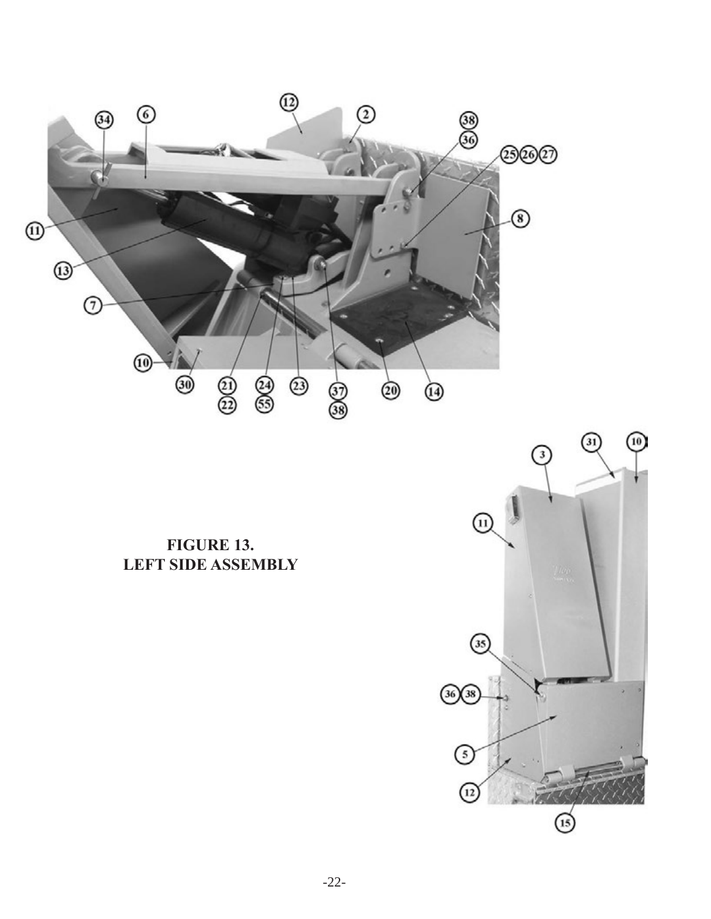**FIGURE 13.**
**LEFT SIDE ASSEMBLY**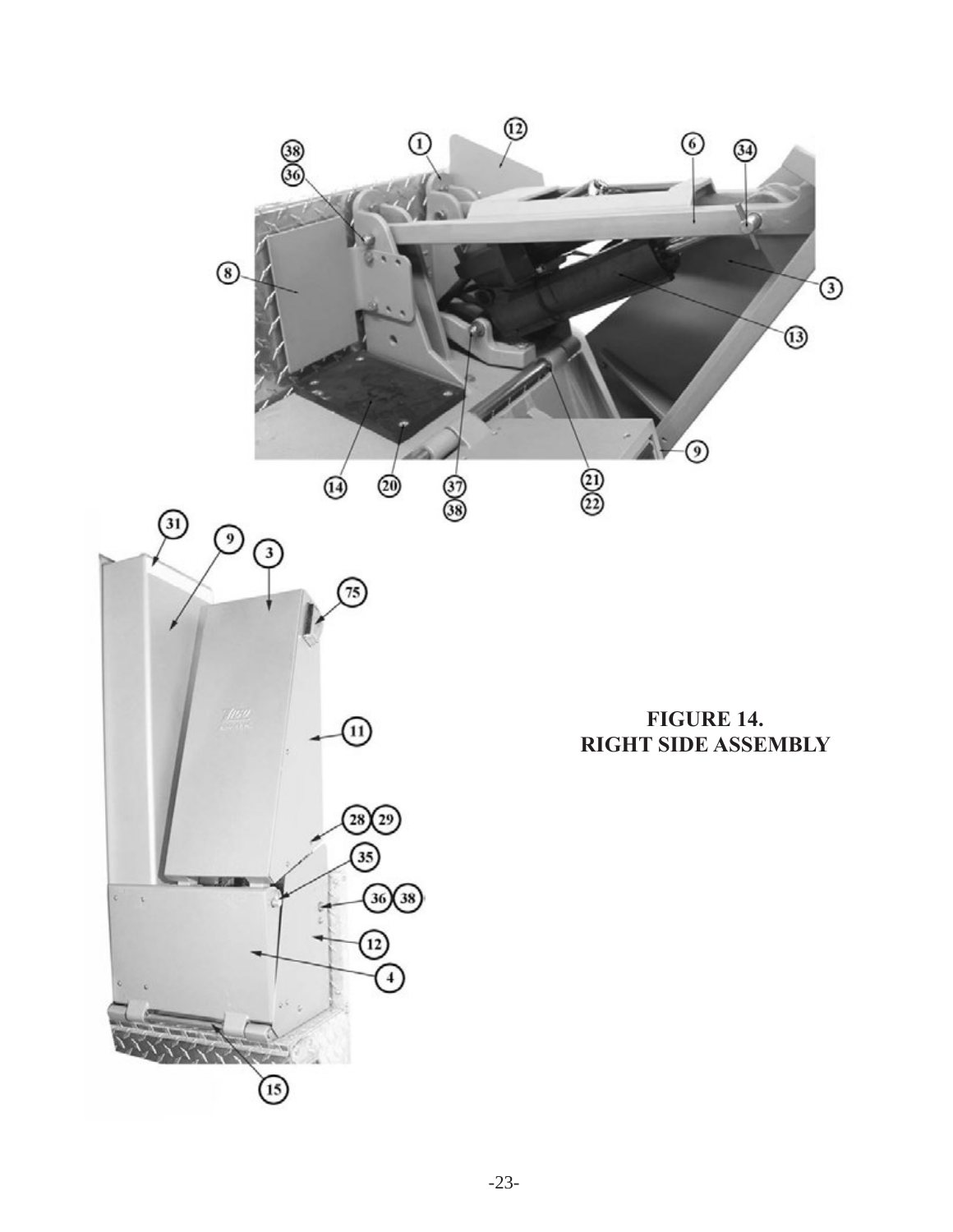**FIGURE 14.**
**RIGHT SIDE ASSEMBLY**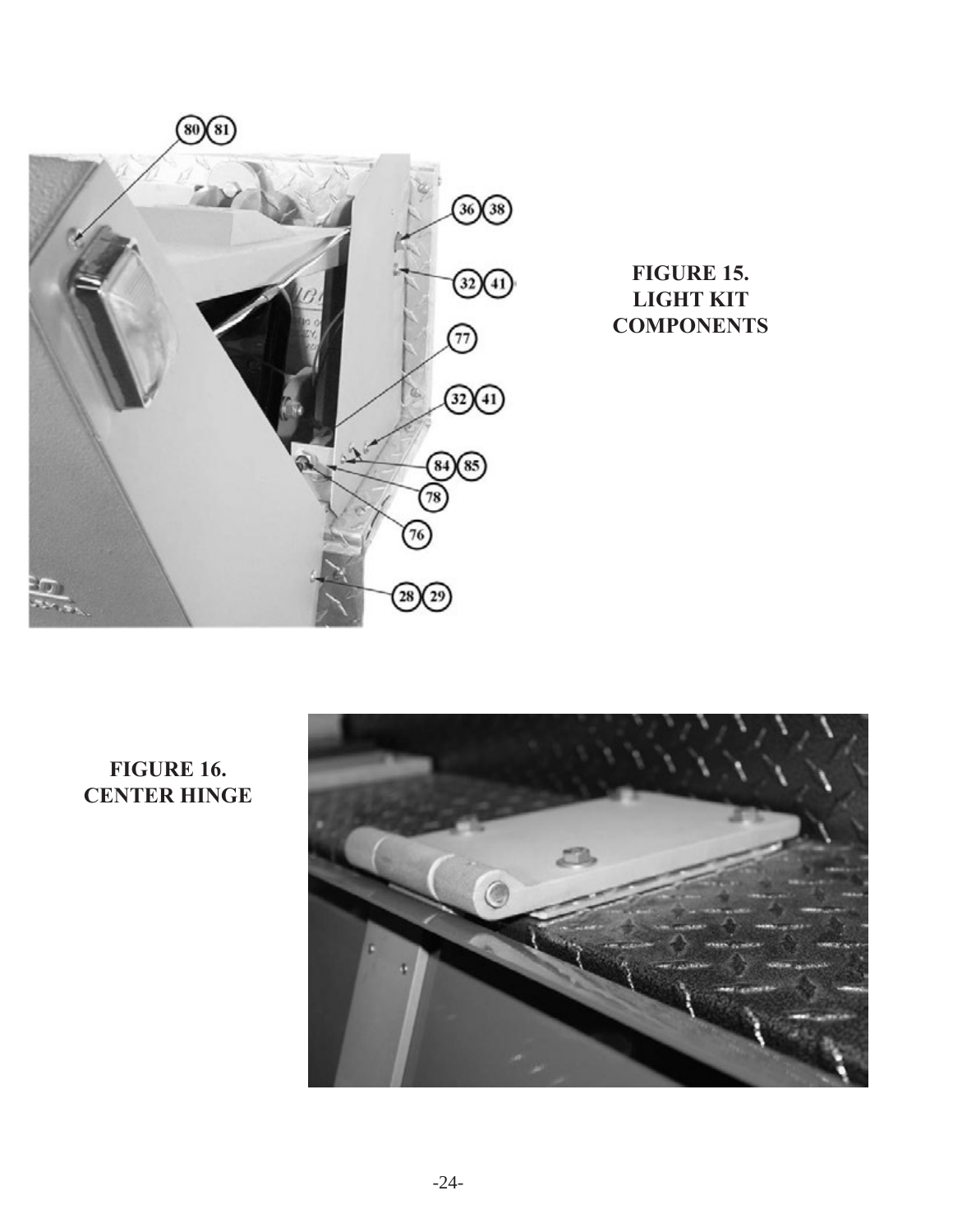**FIGURE 15.
LIGHT KIT
COMPONENTS**

**FIGURE 16.
CENTER HINGE**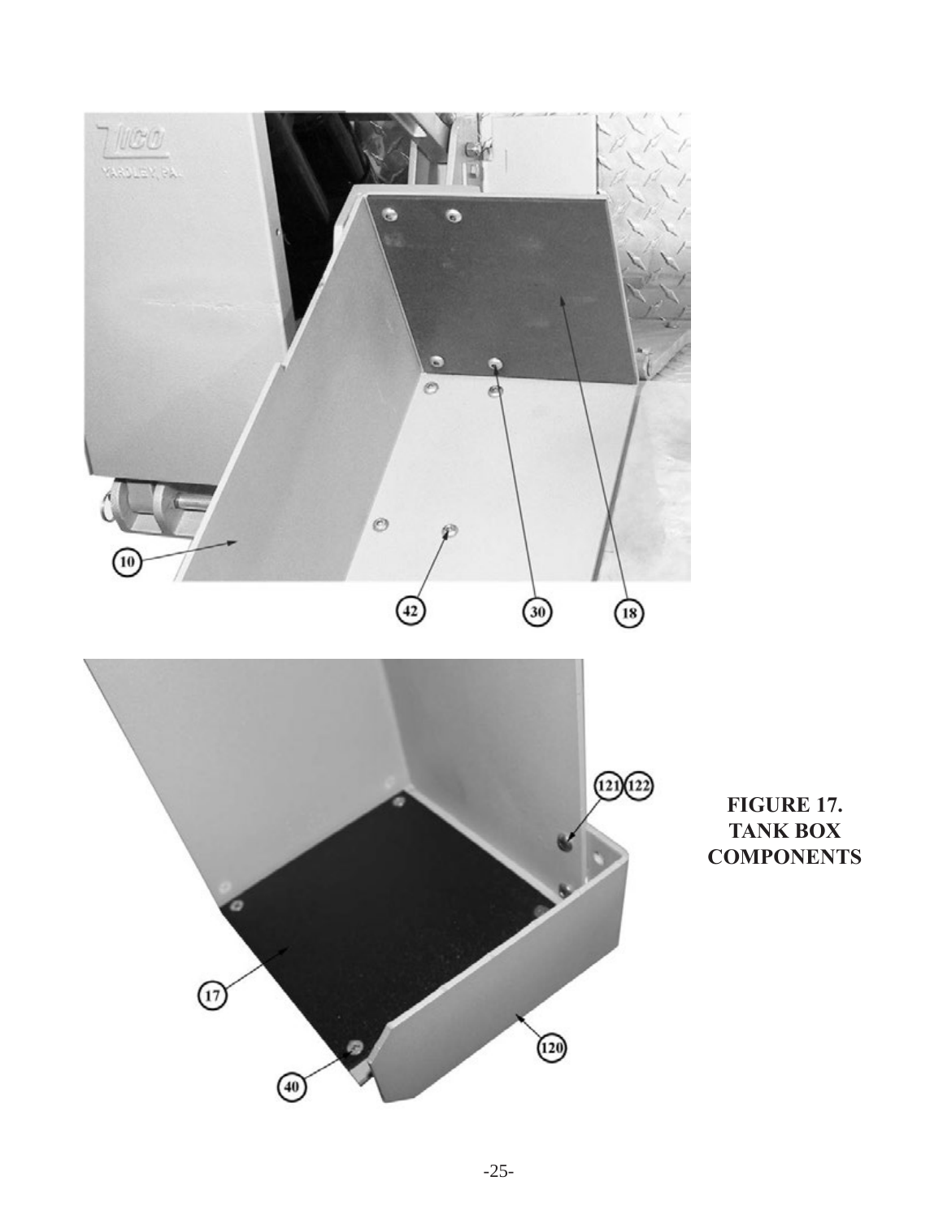**FIGURE 17.**
**TANK BOX**
**COMPONENTS**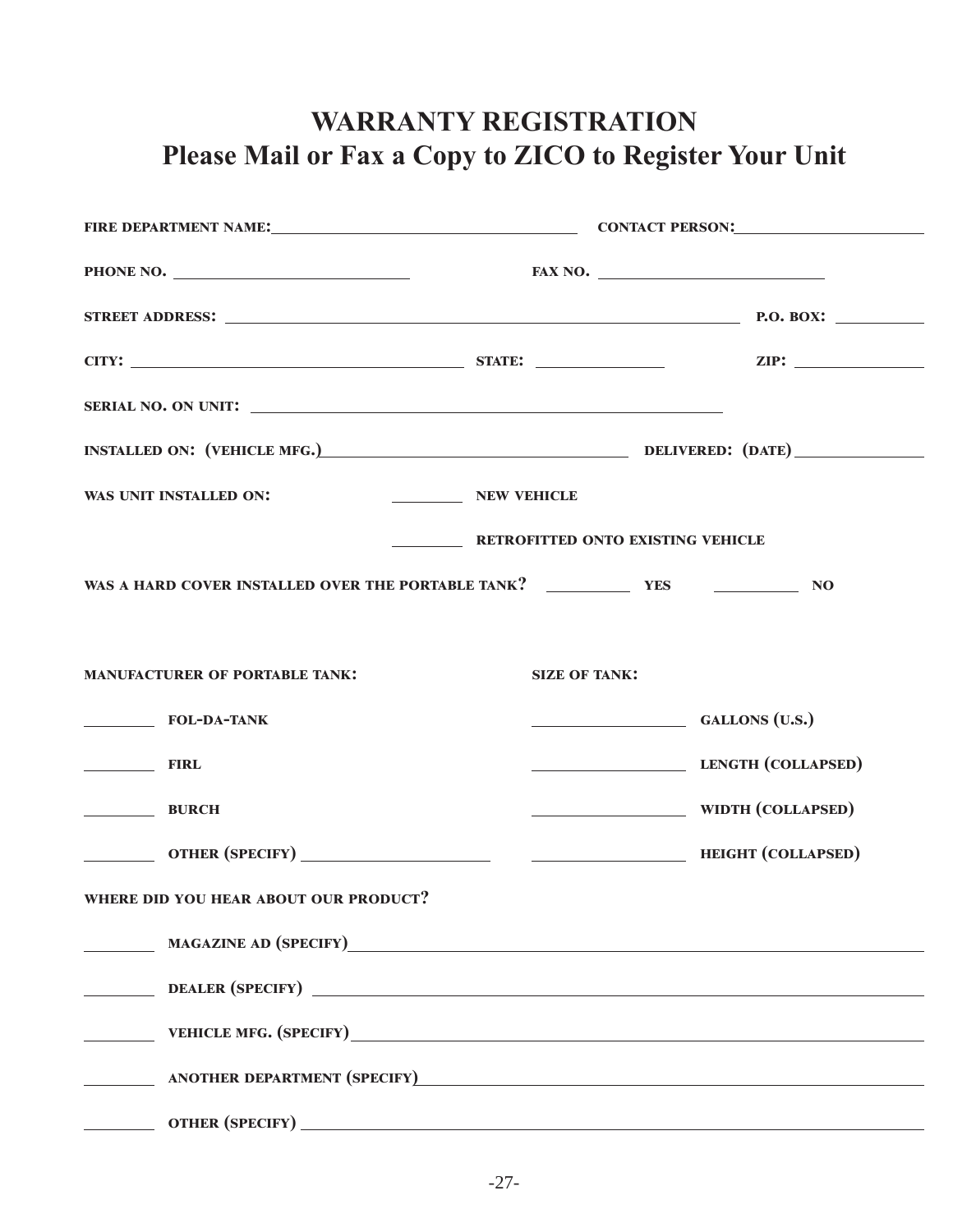# WARRANTY REGISTRATION
## Please Mail or Fax a Copy to ZICO to Register Your Unit

FIRE DEPARTMENT NAME: ______________________ CONTACT PERSON: ______________________

PHONE NO. ______________________ FAX NO. ______________________

STREET ADDRESS: ______________________ P.O. BOX: __________

CITY: ______________________ STATE: __________ ZIP: __________

SERIAL NO. ON UNIT: ______________________

INSTALLED ON: (VEHICLE MFG.) ______________________ DELIVERED: (DATE) __________

WAS UNIT INSTALLED ON: _______ NEW VEHICLE

_______ RETROFITTED ONTO EXISTING VEHICLE

WAS A HARD COVER INSTALLED OVER THE PORTABLE TANK? _______ YES _______ NO

MANUFACTURER OF PORTABLE TANK:

_______ FOL-DA-TANK

_______ FIRL

_______ BURCH

_______ OTHER (SPECIFY) ______________________

SIZE OF TANK:

__________ GALLONS (U.S.)

__________ LENGTH (COLLAPSED)

__________ WIDTH (COLLAPSED)

__________ HEIGHT (COLLAPSED)

WHERE DID YOU HEAR ABOUT OUR PRODUCT?

_______ MAGAZINE AD (SPECIFY) ______________________

_______ DEALER (SPECIFY) ______________________

_______ VEHICLE MFG. (SPECIFY) ______________________

_______ ANOTHER DEPARTMENT (SPECIFY) ______________________

_______ OTHER (SPECIFY) ______________________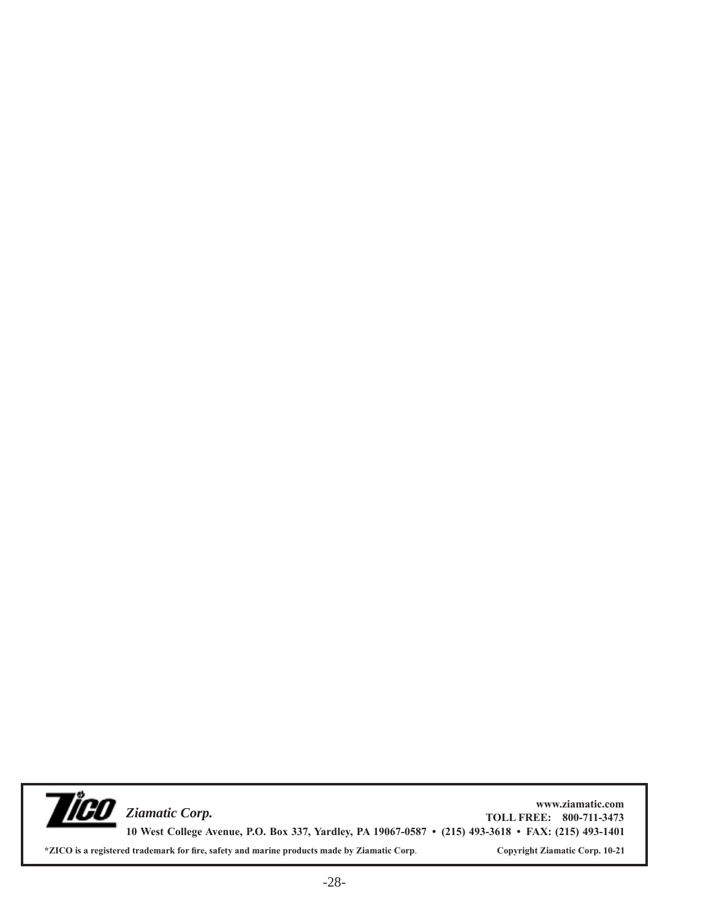ZICO **Ziamatic Corp.**

**www.ziamatic.com**
**TOLL FREE: 800-711-3473**

**10 West College Avenue, P.O. Box 337, Yardley, PA 19067-0587 • (215) 493-3618 • FAX: (215) 493-1401**

**\*ZICO is a registered trademark for fire, safety and marine products made by Ziamatic Corp.**

**Copyright Ziamatic Corp. 10-21**